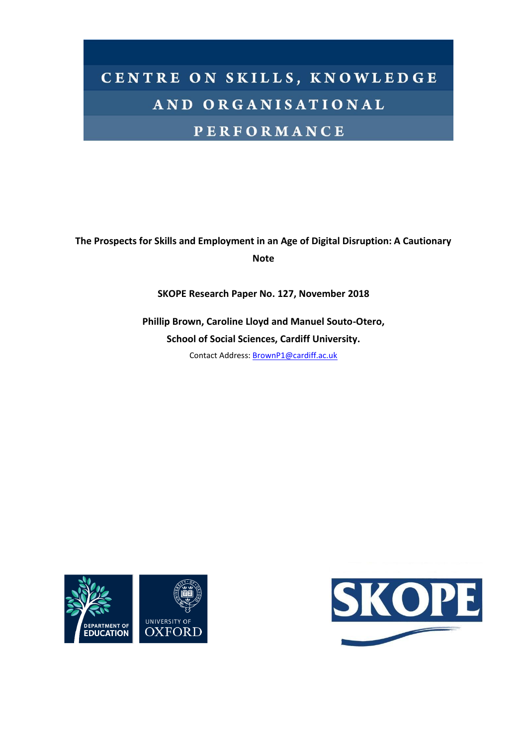# CENTRE ON SKILLS, KNOWLEDGE AND ORGANISATIONAL PERFORMANCE

**The Prospects for Skills and Employment in an Age of Digital Disruption: A Cautionary Note**

**SKOPE Research Paper No. 127, November 2018**

**Phillip Brown, Caroline Lloyd and Manuel Souto-Otero,**
**School of Social Sciences, Cardiff University.**

Contact Address: BrownP1@cardiff.ac.uk

DEPARTMENT OF EDUCATION

UNIVERSITY OF OXFORD

SKOPE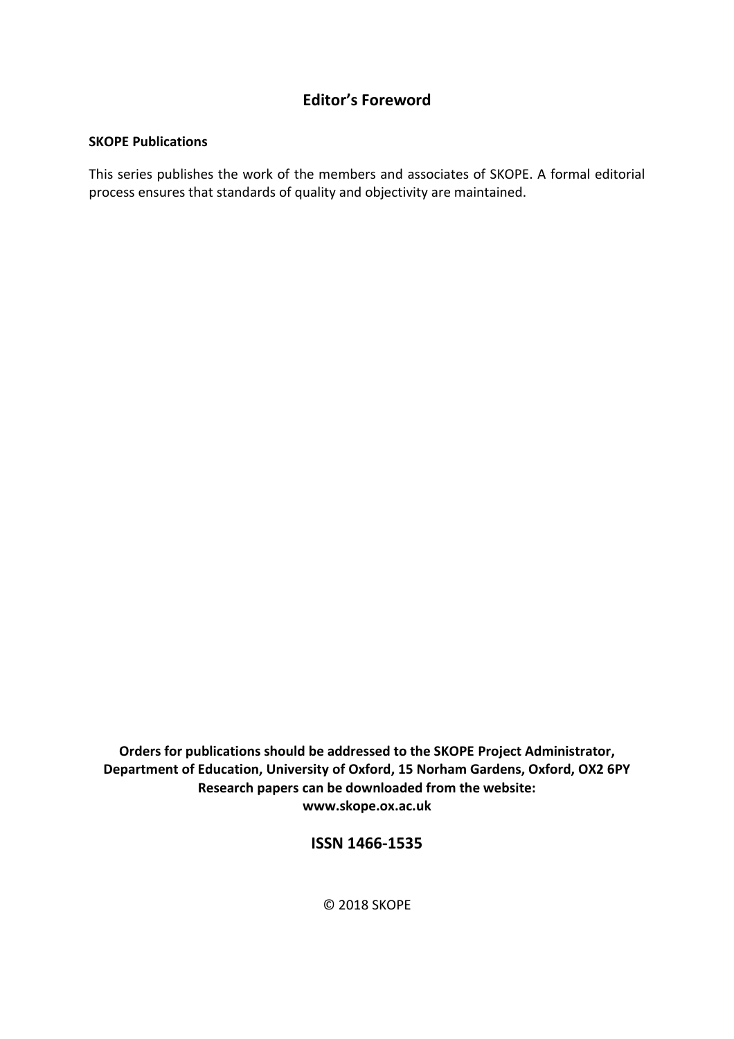## Editor's Foreword

**SKOPE Publications**

This series publishes the work of the members and associates of SKOPE. A formal editorial process ensures that standards of quality and objectivity are maintained.

**Orders for publications should be addressed to the SKOPE Project Administrator, Department of Education, University of Oxford, 15 Norham Gardens, Oxford, OX2 6PY**
**Research papers can be downloaded from the website:**
**www.skope.ox.ac.uk**

**ISSN 1466-1535**

© 2018 SKOPE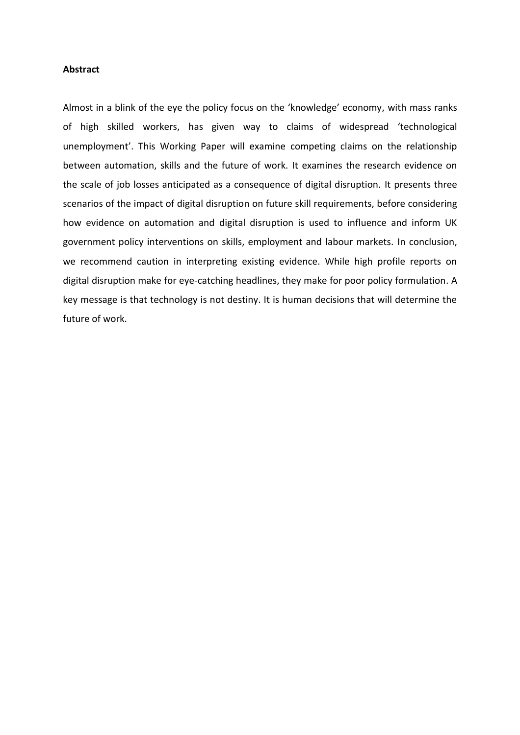**Abstract**

Almost in a blink of the eye the policy focus on the 'knowledge' economy, with mass ranks of high skilled workers, has given way to claims of widespread 'technological unemployment'. This Working Paper will examine competing claims on the relationship between automation, skills and the future of work. It examines the research evidence on the scale of job losses anticipated as a consequence of digital disruption. It presents three scenarios of the impact of digital disruption on future skill requirements, before considering how evidence on automation and digital disruption is used to influence and inform UK government policy interventions on skills, employment and labour markets. In conclusion, we recommend caution in interpreting existing evidence. While high profile reports on digital disruption make for eye-catching headlines, they make for poor policy formulation. A key message is that technology is not destiny. It is human decisions that will determine the future of work.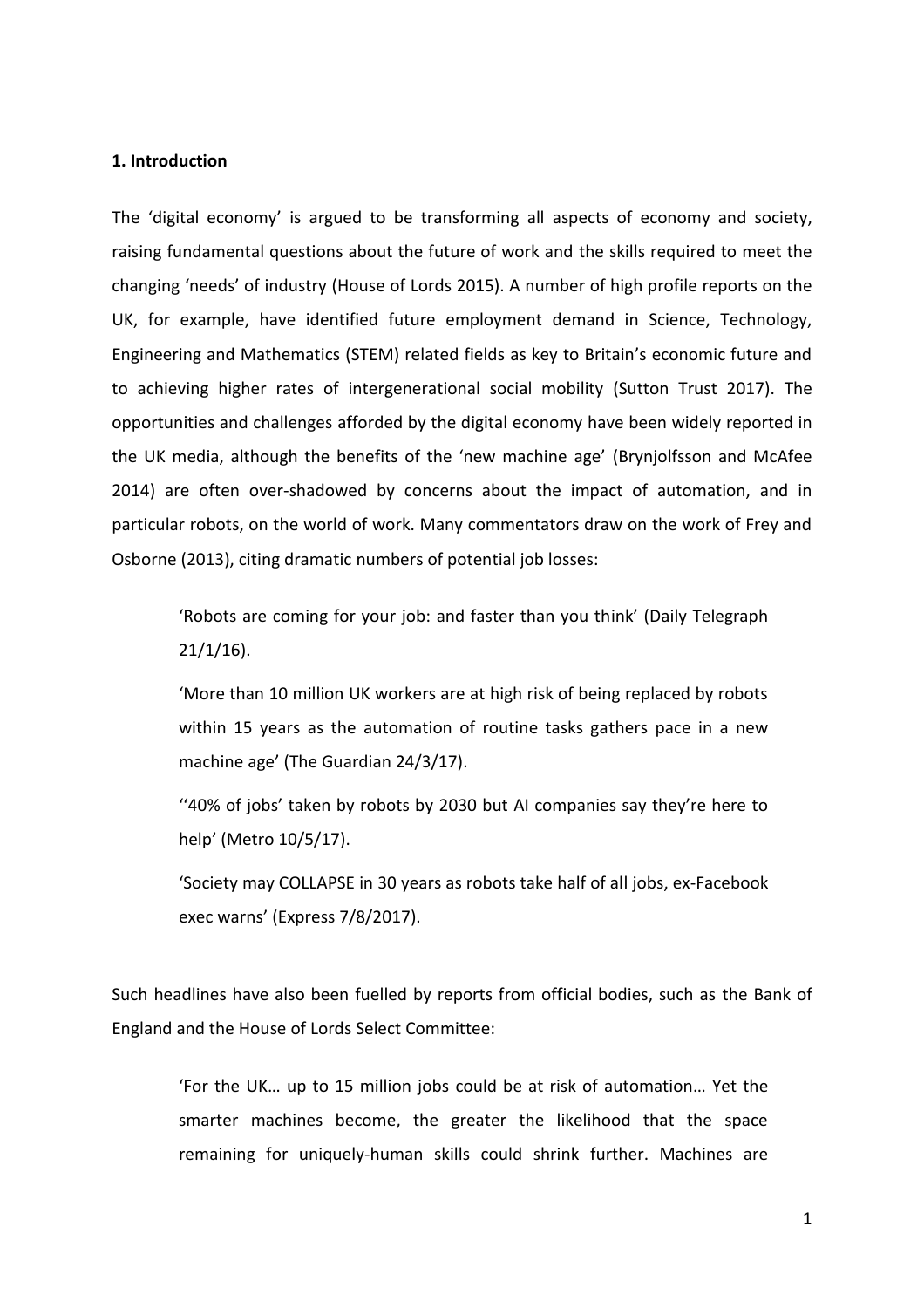## 1. Introduction

The 'digital economy' is argued to be transforming all aspects of economy and society, raising fundamental questions about the future of work and the skills required to meet the changing 'needs' of industry (House of Lords 2015). A number of high profile reports on the UK, for example, have identified future employment demand in Science, Technology, Engineering and Mathematics (STEM) related fields as key to Britain's economic future and to achieving higher rates of intergenerational social mobility (Sutton Trust 2017). The opportunities and challenges afforded by the digital economy have been widely reported in the UK media, although the benefits of the 'new machine age' (Brynjolfsson and McAfee 2014) are often over-shadowed by concerns about the impact of automation, and in particular robots, on the world of work. Many commentators draw on the work of Frey and Osborne (2013), citing dramatic numbers of potential job losses:

> 'Robots are coming for your job: and faster than you think' (Daily Telegraph 21/1/16).
>
> 'More than 10 million UK workers are at high risk of being replaced by robots within 15 years as the automation of routine tasks gathers pace in a new machine age' (The Guardian 24/3/17).
>
> ''40% of jobs' taken by robots by 2030 but AI companies say they're here to help' (Metro 10/5/17).
>
> 'Society may COLLAPSE in 30 years as robots take half of all jobs, ex-Facebook exec warns' (Express 7/8/2017).

Such headlines have also been fuelled by reports from official bodies, such as the Bank of England and the House of Lords Select Committee:

> 'For the UK… up to 15 million jobs could be at risk of automation… Yet the smarter machines become, the greater the likelihood that the space remaining for uniquely-human skills could shrink further. Machines are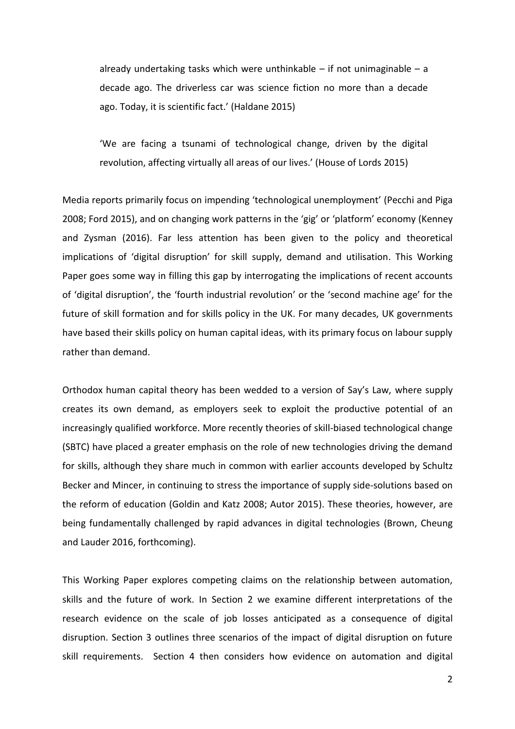> already undertaking tasks which were unthinkable – if not unimaginable – a decade ago. The driverless car was science fiction no more than a decade ago. Today, it is scientific fact.' (Haldane 2015)

> 'We are facing a tsunami of technological change, driven by the digital revolution, affecting virtually all areas of our lives.' (House of Lords 2015)

Media reports primarily focus on impending 'technological unemployment' (Pecchi and Piga 2008; Ford 2015), and on changing work patterns in the 'gig' or 'platform' economy (Kenney and Zysman (2016). Far less attention has been given to the policy and theoretical implications of 'digital disruption' for skill supply, demand and utilisation. This Working Paper goes some way in filling this gap by interrogating the implications of recent accounts of 'digital disruption', the 'fourth industrial revolution' or the 'second machine age' for the future of skill formation and for skills policy in the UK. For many decades, UK governments have based their skills policy on human capital ideas, with its primary focus on labour supply rather than demand.

Orthodox human capital theory has been wedded to a version of Say's Law, where supply creates its own demand, as employers seek to exploit the productive potential of an increasingly qualified workforce. More recently theories of skill-biased technological change (SBTC) have placed a greater emphasis on the role of new technologies driving the demand for skills, although they share much in common with earlier accounts developed by Schultz Becker and Mincer, in continuing to stress the importance of supply side-solutions based on the reform of education (Goldin and Katz 2008; Autor 2015). These theories, however, are being fundamentally challenged by rapid advances in digital technologies (Brown, Cheung and Lauder 2016, forthcoming).

This Working Paper explores competing claims on the relationship between automation, skills and the future of work. In Section 2 we examine different interpretations of the research evidence on the scale of job losses anticipated as a consequence of digital disruption. Section 3 outlines three scenarios of the impact of digital disruption on future skill requirements. Section 4 then considers how evidence on automation and digital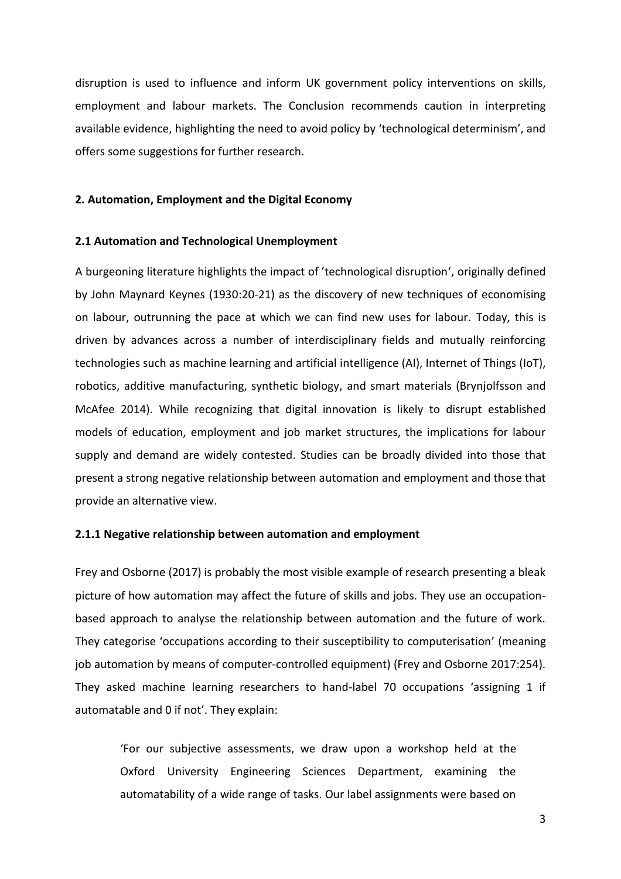disruption is used to influence and inform UK government policy interventions on skills, employment and labour markets. The Conclusion recommends caution in interpreting available evidence, highlighting the need to avoid policy by 'technological determinism', and offers some suggestions for further research.

## 2. Automation, Employment and the Digital Economy

### 2.1 Automation and Technological Unemployment

A burgeoning literature highlights the impact of 'technological disruption', originally defined by John Maynard Keynes (1930:20-21) as the discovery of new techniques of economising on labour, outrunning the pace at which we can find new uses for labour. Today, this is driven by advances across a number of interdisciplinary fields and mutually reinforcing technologies such as machine learning and artificial intelligence (AI), Internet of Things (IoT), robotics, additive manufacturing, synthetic biology, and smart materials (Brynjolfsson and McAfee 2014). While recognizing that digital innovation is likely to disrupt established models of education, employment and job market structures, the implications for labour supply and demand are widely contested. Studies can be broadly divided into those that present a strong negative relationship between automation and employment and those that provide an alternative view.

#### 2.1.1 Negative relationship between automation and employment

Frey and Osborne (2017) is probably the most visible example of research presenting a bleak picture of how automation may affect the future of skills and jobs. They use an occupation-based approach to analyse the relationship between automation and the future of work. They categorise 'occupations according to their susceptibility to computerisation' (meaning job automation by means of computer-controlled equipment) (Frey and Osborne 2017:254). They asked machine learning researchers to hand-label 70 occupations 'assigning 1 if automatable and 0 if not'. They explain:

> 'For our subjective assessments, we draw upon a workshop held at the Oxford University Engineering Sciences Department, examining the automatability of a wide range of tasks. Our label assignments were based on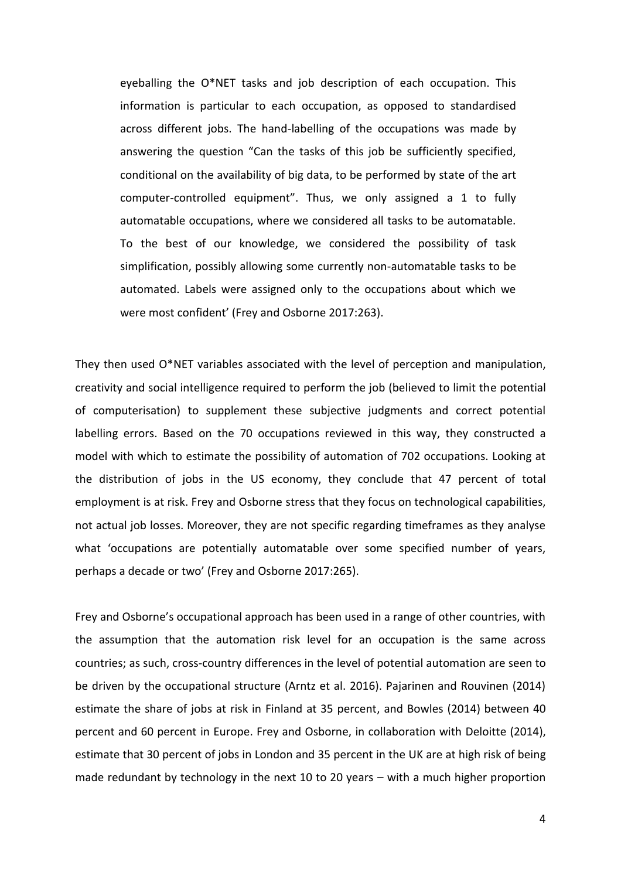eyeballing the O*NET tasks and job description of each occupation. This information is particular to each occupation, as opposed to standardised across different jobs. The hand-labelling of the occupations was made by answering the question "Can the tasks of this job be sufficiently specified, conditional on the availability of big data, to be performed by state of the art computer-controlled equipment". Thus, we only assigned a 1 to fully automatable occupations, where we considered all tasks to be automatable. To the best of our knowledge, we considered the possibility of task simplification, possibly allowing some currently non-automatable tasks to be automated. Labels were assigned only to the occupations about which we were most confident' (Frey and Osborne 2017:263).

They then used O*NET variables associated with the level of perception and manipulation, creativity and social intelligence required to perform the job (believed to limit the potential of computerisation) to supplement these subjective judgments and correct potential labelling errors. Based on the 70 occupations reviewed in this way, they constructed a model with which to estimate the possibility of automation of 702 occupations. Looking at the distribution of jobs in the US economy, they conclude that 47 percent of total employment is at risk. Frey and Osborne stress that they focus on technological capabilities, not actual job losses. Moreover, they are not specific regarding timeframes as they analyse what 'occupations are potentially automatable over some specified number of years, perhaps a decade or two' (Frey and Osborne 2017:265).

Frey and Osborne's occupational approach has been used in a range of other countries, with the assumption that the automation risk level for an occupation is the same across countries; as such, cross-country differences in the level of potential automation are seen to be driven by the occupational structure (Arntz et al. 2016). Pajarinen and Rouvinen (2014) estimate the share of jobs at risk in Finland at 35 percent, and Bowles (2014) between 40 percent and 60 percent in Europe. Frey and Osborne, in collaboration with Deloitte (2014), estimate that 30 percent of jobs in London and 35 percent in the UK are at high risk of being made redundant by technology in the next 10 to 20 years – with a much higher proportion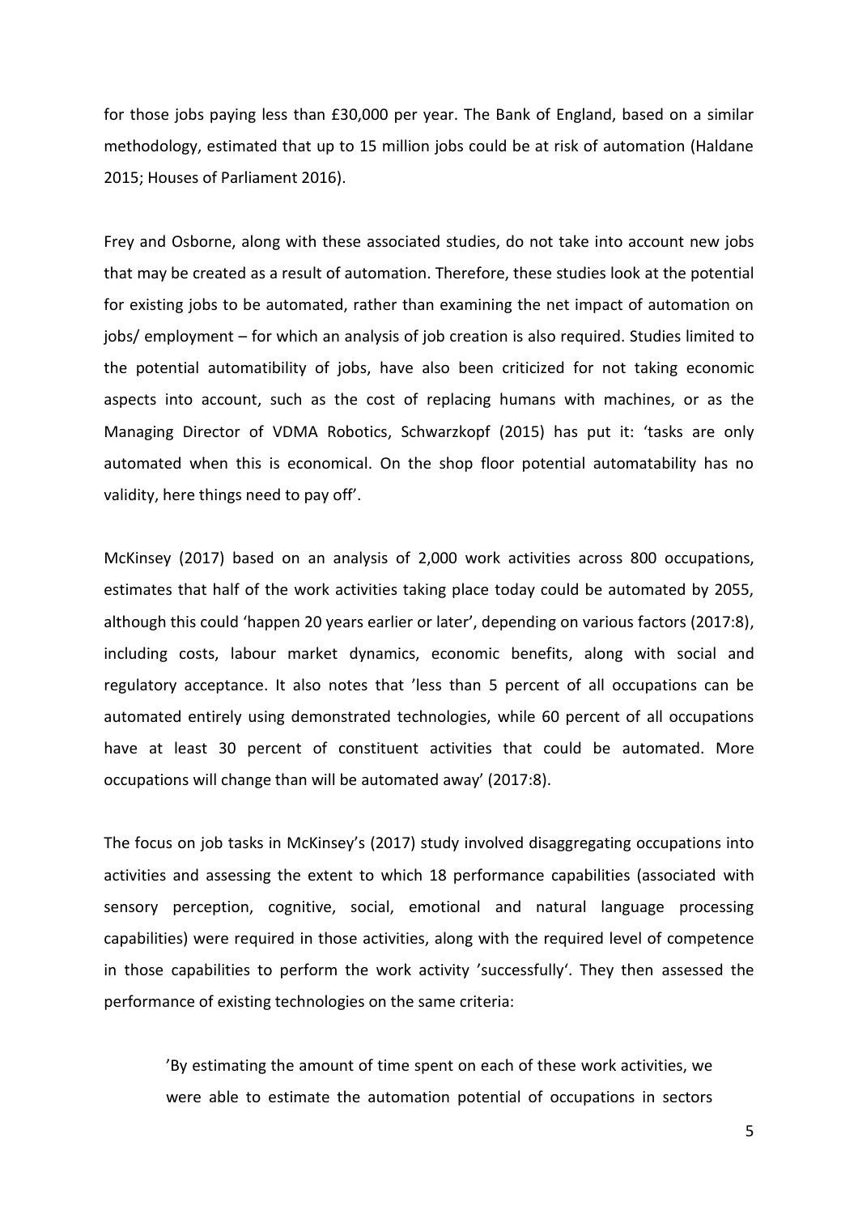for those jobs paying less than £30,000 per year. The Bank of England, based on a similar methodology, estimated that up to 15 million jobs could be at risk of automation (Haldane 2015; Houses of Parliament 2016).

Frey and Osborne, along with these associated studies, do not take into account new jobs that may be created as a result of automation. Therefore, these studies look at the potential for existing jobs to be automated, rather than examining the net impact of automation on jobs/ employment – for which an analysis of job creation is also required. Studies limited to the potential automatibility of jobs, have also been criticized for not taking economic aspects into account, such as the cost of replacing humans with machines, or as the Managing Director of VDMA Robotics, Schwarzkopf (2015) has put it: 'tasks are only automated when this is economical. On the shop floor potential automatability has no validity, here things need to pay off'.

McKinsey (2017) based on an analysis of 2,000 work activities across 800 occupations, estimates that half of the work activities taking place today could be automated by 2055, although this could 'happen 20 years earlier or later', depending on various factors (2017:8), including costs, labour market dynamics, economic benefits, along with social and regulatory acceptance. It also notes that 'less than 5 percent of all occupations can be automated entirely using demonstrated technologies, while 60 percent of all occupations have at least 30 percent of constituent activities that could be automated. More occupations will change than will be automated away' (2017:8).

The focus on job tasks in McKinsey's (2017) study involved disaggregating occupations into activities and assessing the extent to which 18 performance capabilities (associated with sensory perception, cognitive, social, emotional and natural language processing capabilities) were required in those activities, along with the required level of competence in those capabilities to perform the work activity 'successfully'. They then assessed the performance of existing technologies on the same criteria:

> 'By estimating the amount of time spent on each of these work activities, we were able to estimate the automation potential of occupations in sectors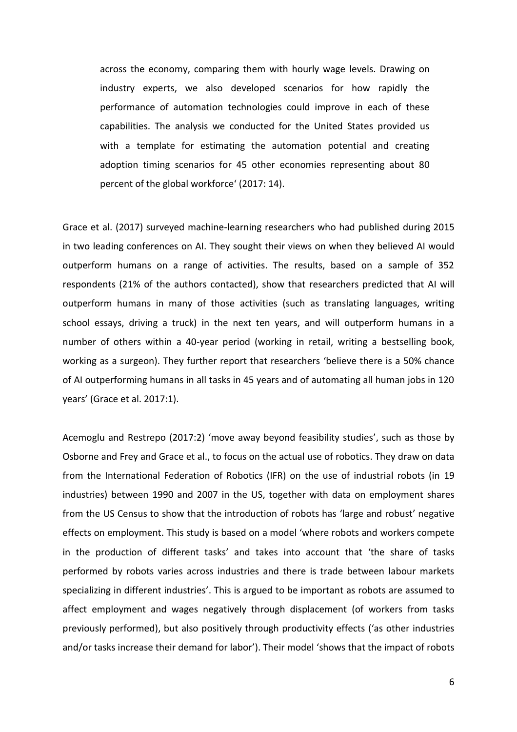> across the economy, comparing them with hourly wage levels. Drawing on industry experts, we also developed scenarios for how rapidly the performance of automation technologies could improve in each of these capabilities. The analysis we conducted for the United States provided us with a template for estimating the automation potential and creating adoption timing scenarios for 45 other economies representing about 80 percent of the global workforce' (2017: 14).

Grace et al. (2017) surveyed machine-learning researchers who had published during 2015 in two leading conferences on AI. They sought their views on when they believed AI would outperform humans on a range of activities. The results, based on a sample of 352 respondents (21% of the authors contacted), show that researchers predicted that AI will outperform humans in many of those activities (such as translating languages, writing school essays, driving a truck) in the next ten years, and will outperform humans in a number of others within a 40-year period (working in retail, writing a bestselling book, working as a surgeon). They further report that researchers 'believe there is a 50% chance of AI outperforming humans in all tasks in 45 years and of automating all human jobs in 120 years' (Grace et al. 2017:1).

Acemoglu and Restrepo (2017:2) 'move away beyond feasibility studies', such as those by Osborne and Frey and Grace et al., to focus on the actual use of robotics. They draw on data from the International Federation of Robotics (IFR) on the use of industrial robots (in 19 industries) between 1990 and 2007 in the US, together with data on employment shares from the US Census to show that the introduction of robots has 'large and robust' negative effects on employment. This study is based on a model 'where robots and workers compete in the production of different tasks' and takes into account that 'the share of tasks performed by robots varies across industries and there is trade between labour markets specializing in different industries'. This is argued to be important as robots are assumed to affect employment and wages negatively through displacement (of workers from tasks previously performed), but also positively through productivity effects ('as other industries and/or tasks increase their demand for labor'). Their model 'shows that the impact of robots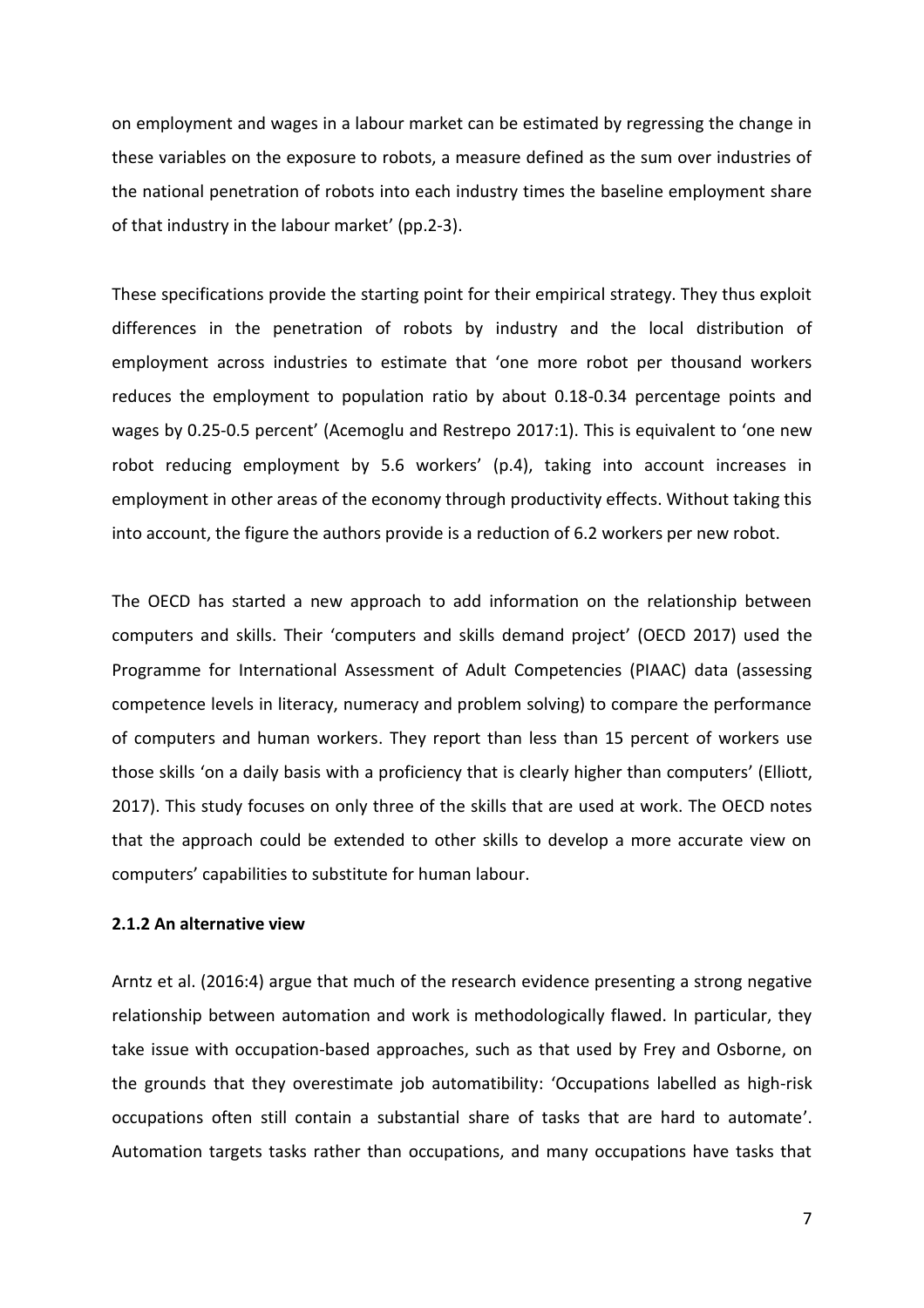on employment and wages in a labour market can be estimated by regressing the change in these variables on the exposure to robots, a measure defined as the sum over industries of the national penetration of robots into each industry times the baseline employment share of that industry in the labour market' (pp.2-3).

These specifications provide the starting point for their empirical strategy. They thus exploit differences in the penetration of robots by industry and the local distribution of employment across industries to estimate that 'one more robot per thousand workers reduces the employment to population ratio by about 0.18-0.34 percentage points and wages by 0.25-0.5 percent' (Acemoglu and Restrepo 2017:1). This is equivalent to 'one new robot reducing employment by 5.6 workers' (p.4), taking into account increases in employment in other areas of the economy through productivity effects. Without taking this into account, the figure the authors provide is a reduction of 6.2 workers per new robot.

The OECD has started a new approach to add information on the relationship between computers and skills. Their 'computers and skills demand project' (OECD 2017) used the Programme for International Assessment of Adult Competencies (PIAAC) data (assessing competence levels in literacy, numeracy and problem solving) to compare the performance of computers and human workers. They report than less than 15 percent of workers use those skills 'on a daily basis with a proficiency that is clearly higher than computers' (Elliott, 2017). This study focuses on only three of the skills that are used at work. The OECD notes that the approach could be extended to other skills to develop a more accurate view on computers' capabilities to substitute for human labour.

#### 2.1.2 An alternative view

Arntz et al. (2016:4) argue that much of the research evidence presenting a strong negative relationship between automation and work is methodologically flawed. In particular, they take issue with occupation-based approaches, such as that used by Frey and Osborne, on the grounds that they overestimate job automatibility: 'Occupations labelled as high-risk occupations often still contain a substantial share of tasks that are hard to automate'. Automation targets tasks rather than occupations, and many occupations have tasks that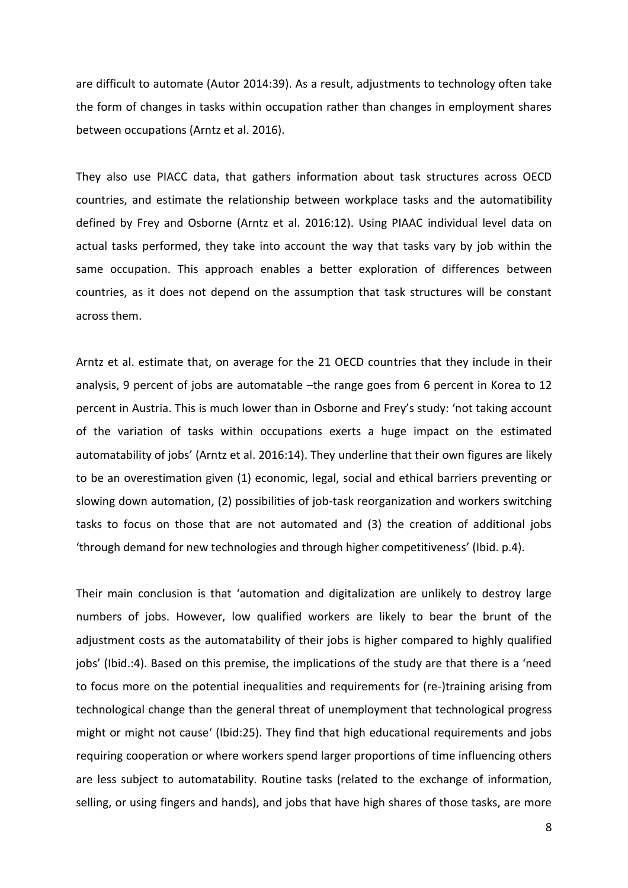are difficult to automate (Autor 2014:39). As a result, adjustments to technology often take the form of changes in tasks within occupation rather than changes in employment shares between occupations (Arntz et al. 2016).

They also use PIACC data, that gathers information about task structures across OECD countries, and estimate the relationship between workplace tasks and the automatibility defined by Frey and Osborne (Arntz et al. 2016:12). Using PIAAC individual level data on actual tasks performed, they take into account the way that tasks vary by job within the same occupation. This approach enables a better exploration of differences between countries, as it does not depend on the assumption that task structures will be constant across them.

Arntz et al. estimate that, on average for the 21 OECD countries that they include in their analysis, 9 percent of jobs are automatable –the range goes from 6 percent in Korea to 12 percent in Austria. This is much lower than in Osborne and Frey's study: 'not taking account of the variation of tasks within occupations exerts a huge impact on the estimated automatability of jobs' (Arntz et al. 2016:14). They underline that their own figures are likely to be an overestimation given (1) economic, legal, social and ethical barriers preventing or slowing down automation, (2) possibilities of job-task reorganization and workers switching tasks to focus on those that are not automated and (3) the creation of additional jobs 'through demand for new technologies and through higher competitiveness' (Ibid. p.4).

Their main conclusion is that 'automation and digitalization are unlikely to destroy large numbers of jobs. However, low qualified workers are likely to bear the brunt of the adjustment costs as the automatability of their jobs is higher compared to highly qualified jobs' (Ibid.:4). Based on this premise, the implications of the study are that there is a 'need to focus more on the potential inequalities and requirements for (re-)training arising from technological change than the general threat of unemployment that technological progress might or might not cause' (Ibid:25). They find that high educational requirements and jobs requiring cooperation or where workers spend larger proportions of time influencing others are less subject to automatability. Routine tasks (related to the exchange of information, selling, or using fingers and hands), and jobs that have high shares of those tasks, are more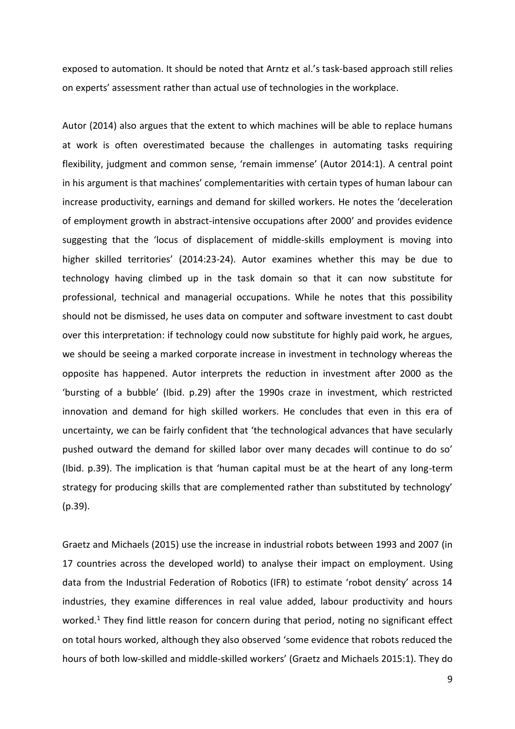exposed to automation. It should be noted that Arntz et al.'s task-based approach still relies on experts' assessment rather than actual use of technologies in the workplace.

Autor (2014) also argues that the extent to which machines will be able to replace humans at work is often overestimated because the challenges in automating tasks requiring flexibility, judgment and common sense, 'remain immense' (Autor 2014:1). A central point in his argument is that machines' complementarities with certain types of human labour can increase productivity, earnings and demand for skilled workers. He notes the 'deceleration of employment growth in abstract-intensive occupations after 2000' and provides evidence suggesting that the 'locus of displacement of middle-skills employment is moving into higher skilled territories' (2014:23-24). Autor examines whether this may be due to technology having climbed up in the task domain so that it can now substitute for professional, technical and managerial occupations. While he notes that this possibility should not be dismissed, he uses data on computer and software investment to cast doubt over this interpretation: if technology could now substitute for highly paid work, he argues, we should be seeing a marked corporate increase in investment in technology whereas the opposite has happened. Autor interprets the reduction in investment after 2000 as the 'bursting of a bubble' (Ibid. p.29) after the 1990s craze in investment, which restricted innovation and demand for high skilled workers. He concludes that even in this era of uncertainty, we can be fairly confident that 'the technological advances that have secularly pushed outward the demand for skilled labor over many decades will continue to do so' (Ibid. p.39). The implication is that 'human capital must be at the heart of any long-term strategy for producing skills that are complemented rather than substituted by technology' (p.39).

Graetz and Michaels (2015) use the increase in industrial robots between 1993 and 2007 (in 17 countries across the developed world) to analyse their impact on employment. Using data from the Industrial Federation of Robotics (IFR) to estimate 'robot density' across 14 industries, they examine differences in real value added, labour productivity and hours worked.[1] They find little reason for concern during that period, noting no significant effect on total hours worked, although they also observed 'some evidence that robots reduced the hours of both low-skilled and middle-skilled workers' (Graetz and Michaels 2015:1). They do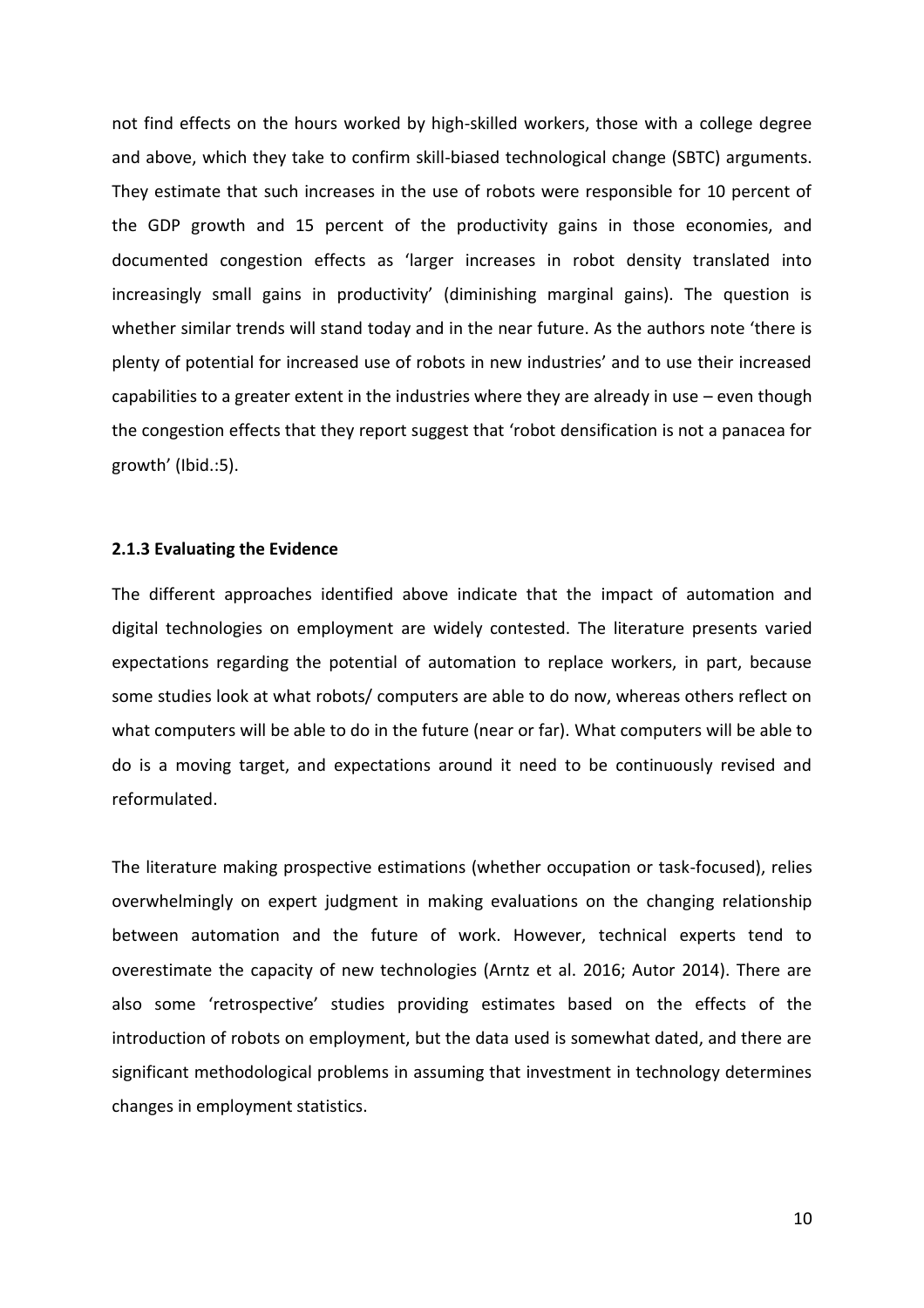not find effects on the hours worked by high-skilled workers, those with a college degree and above, which they take to confirm skill-biased technological change (SBTC) arguments. They estimate that such increases in the use of robots were responsible for 10 percent of the GDP growth and 15 percent of the productivity gains in those economies, and documented congestion effects as 'larger increases in robot density translated into increasingly small gains in productivity' (diminishing marginal gains). The question is whether similar trends will stand today and in the near future. As the authors note 'there is plenty of potential for increased use of robots in new industries' and to use their increased capabilities to a greater extent in the industries where they are already in use – even though the congestion effects that they report suggest that 'robot densification is not a panacea for growth' (Ibid.:5).

### 2.1.3 Evaluating the Evidence

The different approaches identified above indicate that the impact of automation and digital technologies on employment are widely contested. The literature presents varied expectations regarding the potential of automation to replace workers, in part, because some studies look at what robots/ computers are able to do now, whereas others reflect on what computers will be able to do in the future (near or far). What computers will be able to do is a moving target, and expectations around it need to be continuously revised and reformulated.

The literature making prospective estimations (whether occupation or task-focused), relies overwhelmingly on expert judgment in making evaluations on the changing relationship between automation and the future of work. However, technical experts tend to overestimate the capacity of new technologies (Arntz et al. 2016; Autor 2014). There are also some 'retrospective' studies providing estimates based on the effects of the introduction of robots on employment, but the data used is somewhat dated, and there are significant methodological problems in assuming that investment in technology determines changes in employment statistics.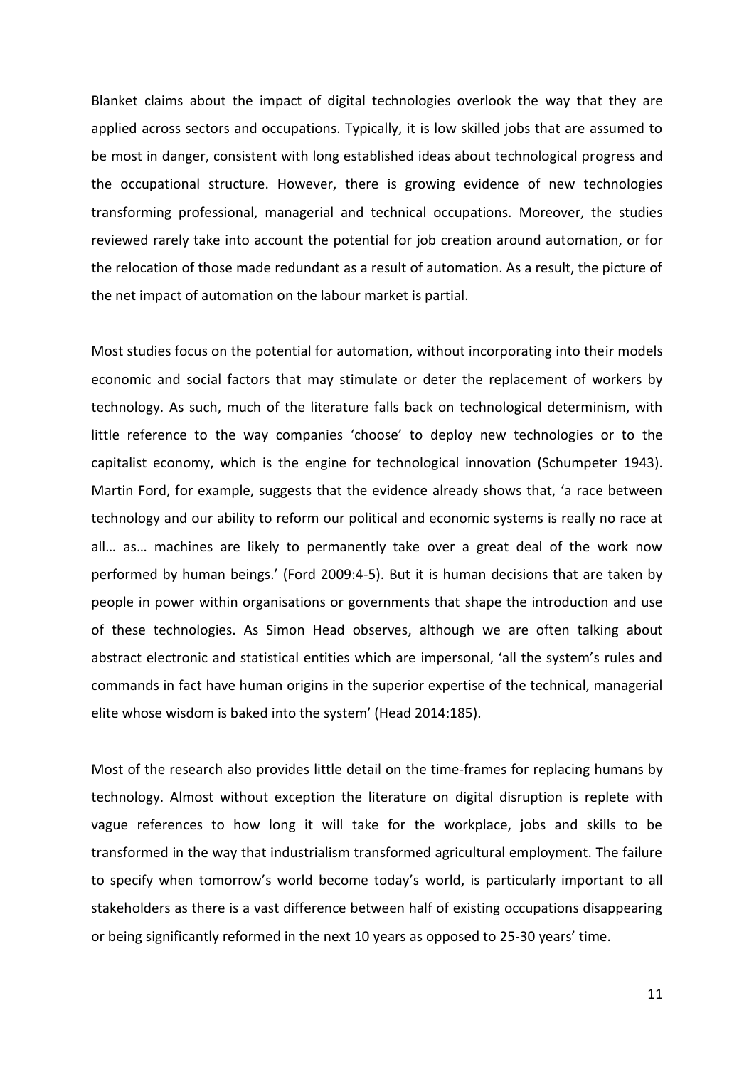Blanket claims about the impact of digital technologies overlook the way that they are applied across sectors and occupations. Typically, it is low skilled jobs that are assumed to be most in danger, consistent with long established ideas about technological progress and the occupational structure. However, there is growing evidence of new technologies transforming professional, managerial and technical occupations. Moreover, the studies reviewed rarely take into account the potential for job creation around automation, or for the relocation of those made redundant as a result of automation. As a result, the picture of the net impact of automation on the labour market is partial.

Most studies focus on the potential for automation, without incorporating into their models economic and social factors that may stimulate or deter the replacement of workers by technology. As such, much of the literature falls back on technological determinism, with little reference to the way companies 'choose' to deploy new technologies or to the capitalist economy, which is the engine for technological innovation (Schumpeter 1943). Martin Ford, for example, suggests that the evidence already shows that, 'a race between technology and our ability to reform our political and economic systems is really no race at all… as… machines are likely to permanently take over a great deal of the work now performed by human beings.' (Ford 2009:4-5). But it is human decisions that are taken by people in power within organisations or governments that shape the introduction and use of these technologies. As Simon Head observes, although we are often talking about abstract electronic and statistical entities which are impersonal, 'all the system's rules and commands in fact have human origins in the superior expertise of the technical, managerial elite whose wisdom is baked into the system' (Head 2014:185).

Most of the research also provides little detail on the time-frames for replacing humans by technology. Almost without exception the literature on digital disruption is replete with vague references to how long it will take for the workplace, jobs and skills to be transformed in the way that industrialism transformed agricultural employment. The failure to specify when tomorrow's world become today's world, is particularly important to all stakeholders as there is a vast difference between half of existing occupations disappearing or being significantly reformed in the next 10 years as opposed to 25-30 years' time.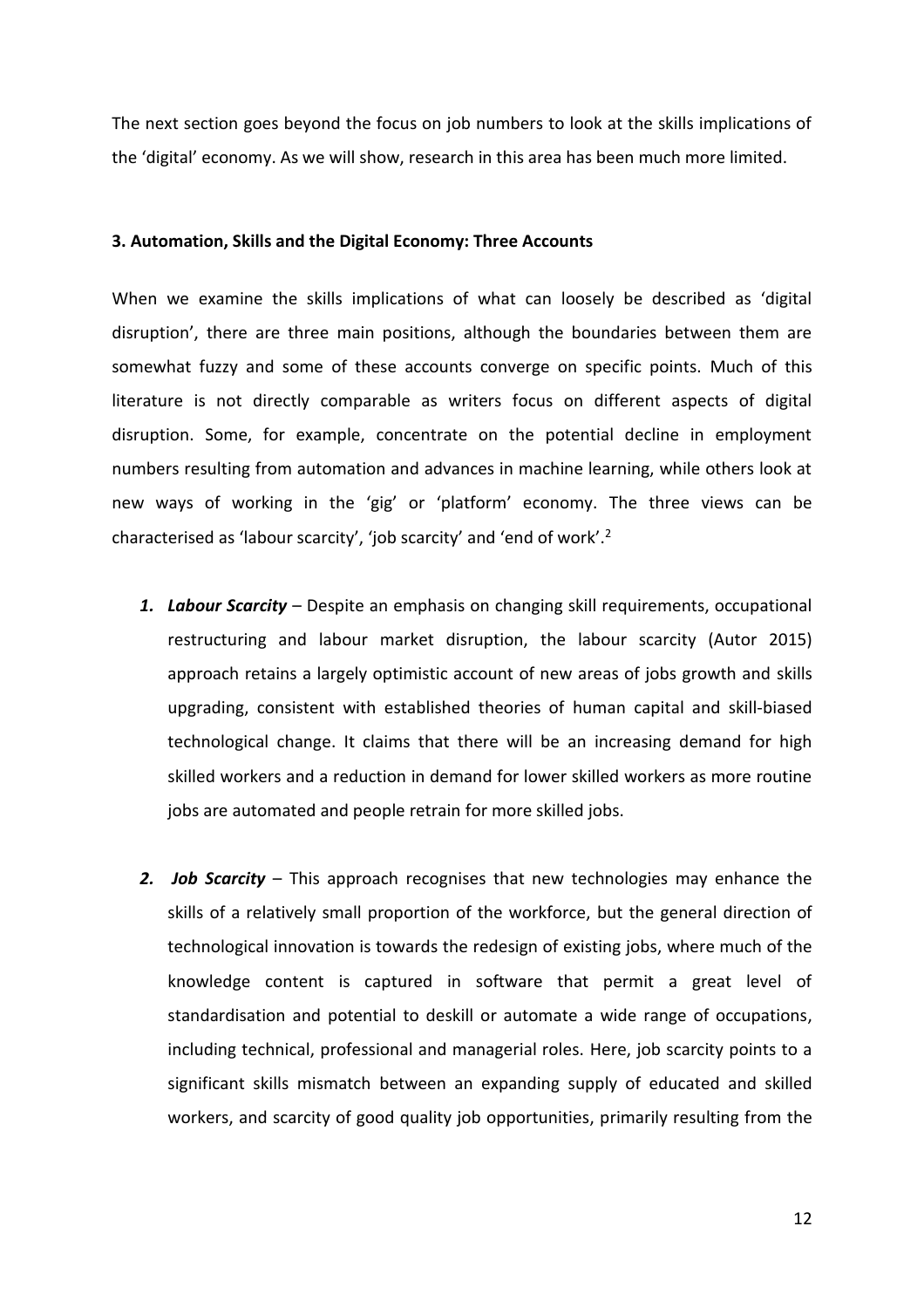The next section goes beyond the focus on job numbers to look at the skills implications of the 'digital' economy. As we will show, research in this area has been much more limited.

### 3. Automation, Skills and the Digital Economy: Three Accounts

When we examine the skills implications of what can loosely be described as 'digital disruption', there are three main positions, although the boundaries between them are somewhat fuzzy and some of these accounts converge on specific points. Much of this literature is not directly comparable as writers focus on different aspects of digital disruption. Some, for example, concentrate on the potential decline in employment numbers resulting from automation and advances in machine learning, while others look at new ways of working in the 'gig' or 'platform' economy. The three views can be characterised as 'labour scarcity', 'job scarcity' and 'end of work'.[2]

1. ***Labour Scarcity*** – Despite an emphasis on changing skill requirements, occupational restructuring and labour market disruption, the labour scarcity (Autor 2015) approach retains a largely optimistic account of new areas of jobs growth and skills upgrading, consistent with established theories of human capital and skill-biased technological change. It claims that there will be an increasing demand for high skilled workers and a reduction in demand for lower skilled workers as more routine jobs are automated and people retrain for more skilled jobs.

2. ***Job Scarcity*** – This approach recognises that new technologies may enhance the skills of a relatively small proportion of the workforce, but the general direction of technological innovation is towards the redesign of existing jobs, where much of the knowledge content is captured in software that permit a great level of standardisation and potential to deskill or automate a wide range of occupations, including technical, professional and managerial roles. Here, job scarcity points to a significant skills mismatch between an expanding supply of educated and skilled workers, and scarcity of good quality job opportunities, primarily resulting from the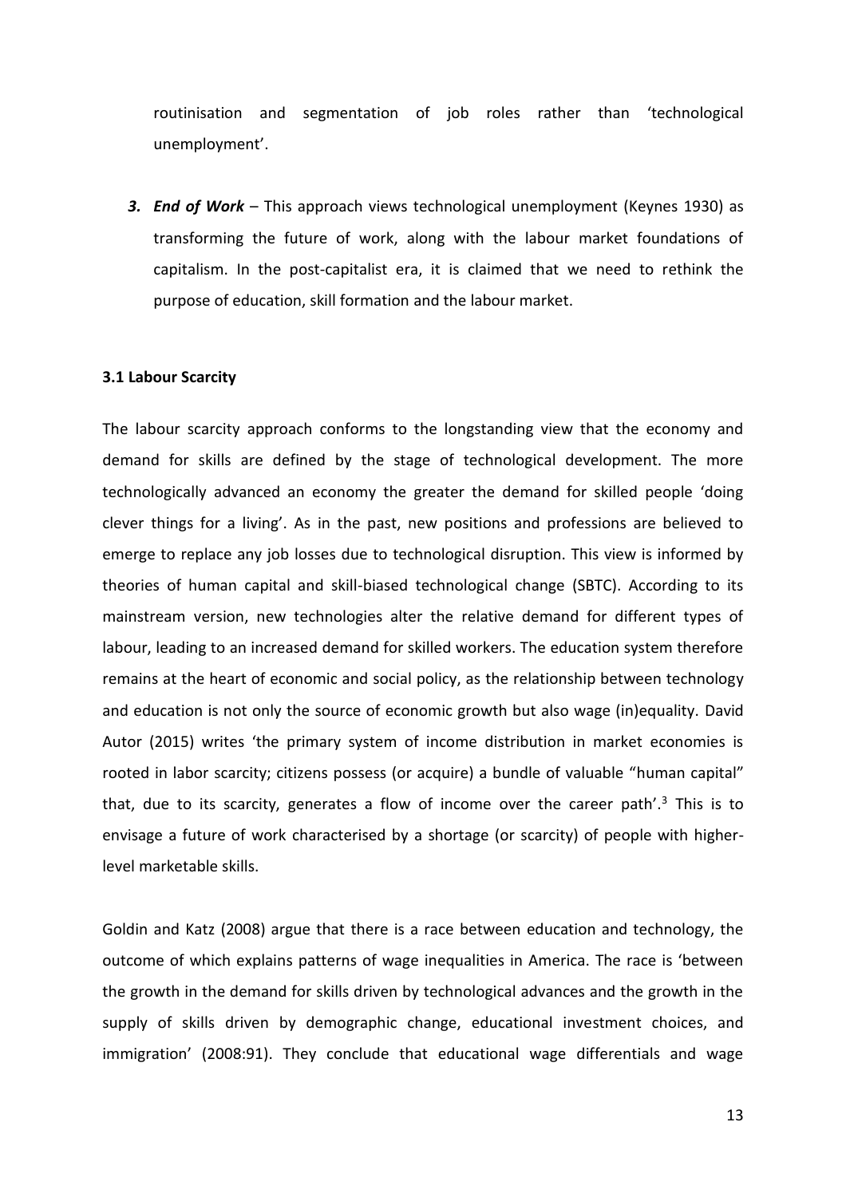routinisation and segmentation of job roles rather than 'technological unemployment'.

3. ***End of Work*** – This approach views technological unemployment (Keynes 1930) as transforming the future of work, along with the labour market foundations of capitalism. In the post-capitalist era, it is claimed that we need to rethink the purpose of education, skill formation and the labour market.

### 3.1 Labour Scarcity

The labour scarcity approach conforms to the longstanding view that the economy and demand for skills are defined by the stage of technological development. The more technologically advanced an economy the greater the demand for skilled people 'doing clever things for a living'. As in the past, new positions and professions are believed to emerge to replace any job losses due to technological disruption. This view is informed by theories of human capital and skill-biased technological change (SBTC). According to its mainstream version, new technologies alter the relative demand for different types of labour, leading to an increased demand for skilled workers. The education system therefore remains at the heart of economic and social policy, as the relationship between technology and education is not only the source of economic growth but also wage (in)equality. David Autor (2015) writes 'the primary system of income distribution in market economies is rooted in labor scarcity; citizens possess (or acquire) a bundle of valuable "human capital" that, due to its scarcity, generates a flow of income over the career path'.[3] This is to envisage a future of work characterised by a shortage (or scarcity) of people with higher-level marketable skills.

Goldin and Katz (2008) argue that there is a race between education and technology, the outcome of which explains patterns of wage inequalities in America. The race is 'between the growth in the demand for skills driven by technological advances and the growth in the supply of skills driven by demographic change, educational investment choices, and immigration' (2008:91). They conclude that educational wage differentials and wage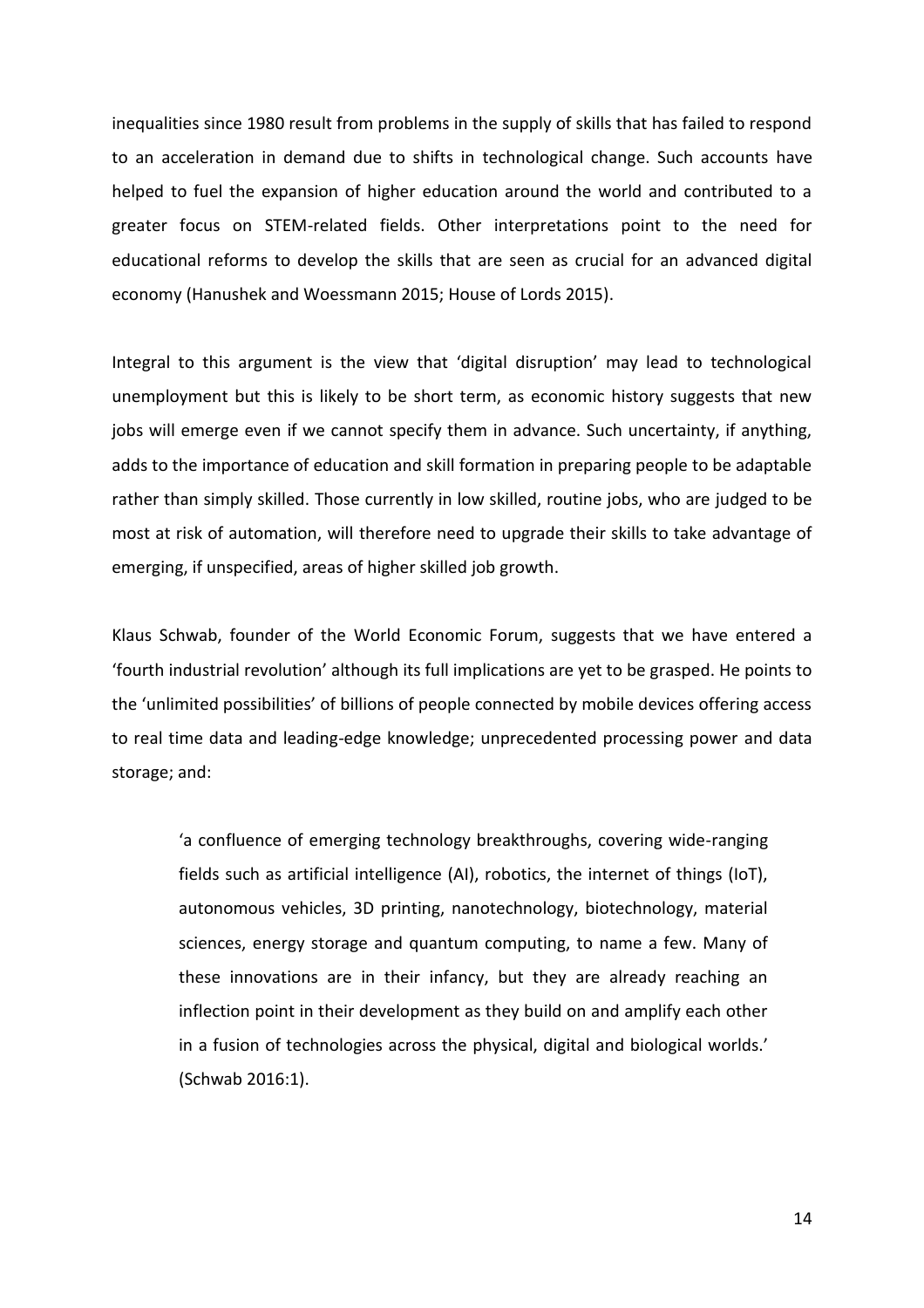inequalities since 1980 result from problems in the supply of skills that has failed to respond to an acceleration in demand due to shifts in technological change. Such accounts have helped to fuel the expansion of higher education around the world and contributed to a greater focus on STEM-related fields. Other interpretations point to the need for educational reforms to develop the skills that are seen as crucial for an advanced digital economy (Hanushek and Woessmann 2015; House of Lords 2015).

Integral to this argument is the view that 'digital disruption' may lead to technological unemployment but this is likely to be short term, as economic history suggests that new jobs will emerge even if we cannot specify them in advance. Such uncertainty, if anything, adds to the importance of education and skill formation in preparing people to be adaptable rather than simply skilled. Those currently in low skilled, routine jobs, who are judged to be most at risk of automation, will therefore need to upgrade their skills to take advantage of emerging, if unspecified, areas of higher skilled job growth.

Klaus Schwab, founder of the World Economic Forum, suggests that we have entered a 'fourth industrial revolution' although its full implications are yet to be grasped. He points to the 'unlimited possibilities' of billions of people connected by mobile devices offering access to real time data and leading-edge knowledge; unprecedented processing power and data storage; and:

> 'a confluence of emerging technology breakthroughs, covering wide-ranging fields such as artificial intelligence (AI), robotics, the internet of things (IoT), autonomous vehicles, 3D printing, nanotechnology, biotechnology, material sciences, energy storage and quantum computing, to name a few. Many of these innovations are in their infancy, but they are already reaching an inflection point in their development as they build on and amplify each other in a fusion of technologies across the physical, digital and biological worlds.' (Schwab 2016:1).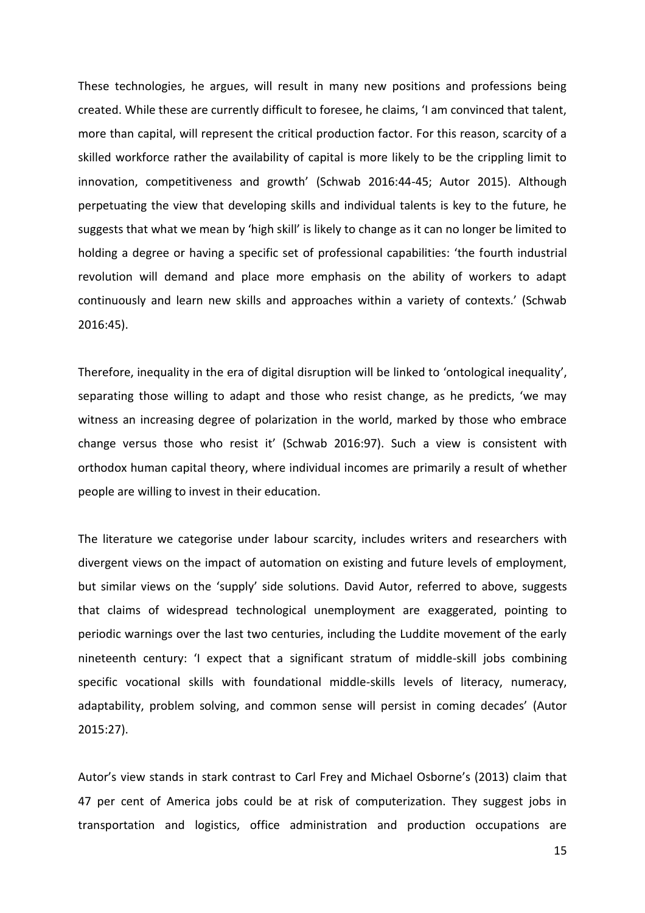These technologies, he argues, will result in many new positions and professions being created. While these are currently difficult to foresee, he claims, 'I am convinced that talent, more than capital, will represent the critical production factor. For this reason, scarcity of a skilled workforce rather the availability of capital is more likely to be the crippling limit to innovation, competitiveness and growth' (Schwab 2016:44-45; Autor 2015). Although perpetuating the view that developing skills and individual talents is key to the future, he suggests that what we mean by 'high skill' is likely to change as it can no longer be limited to holding a degree or having a specific set of professional capabilities: 'the fourth industrial revolution will demand and place more emphasis on the ability of workers to adapt continuously and learn new skills and approaches within a variety of contexts.' (Schwab 2016:45).

Therefore, inequality in the era of digital disruption will be linked to 'ontological inequality', separating those willing to adapt and those who resist change, as he predicts, 'we may witness an increasing degree of polarization in the world, marked by those who embrace change versus those who resist it' (Schwab 2016:97). Such a view is consistent with orthodox human capital theory, where individual incomes are primarily a result of whether people are willing to invest in their education.

The literature we categorise under labour scarcity, includes writers and researchers with divergent views on the impact of automation on existing and future levels of employment, but similar views on the 'supply' side solutions. David Autor, referred to above, suggests that claims of widespread technological unemployment are exaggerated, pointing to periodic warnings over the last two centuries, including the Luddite movement of the early nineteenth century: 'I expect that a significant stratum of middle-skill jobs combining specific vocational skills with foundational middle-skills levels of literacy, numeracy, adaptability, problem solving, and common sense will persist in coming decades' (Autor 2015:27).

Autor's view stands in stark contrast to Carl Frey and Michael Osborne's (2013) claim that 47 per cent of America jobs could be at risk of computerization. They suggest jobs in transportation and logistics, office administration and production occupations are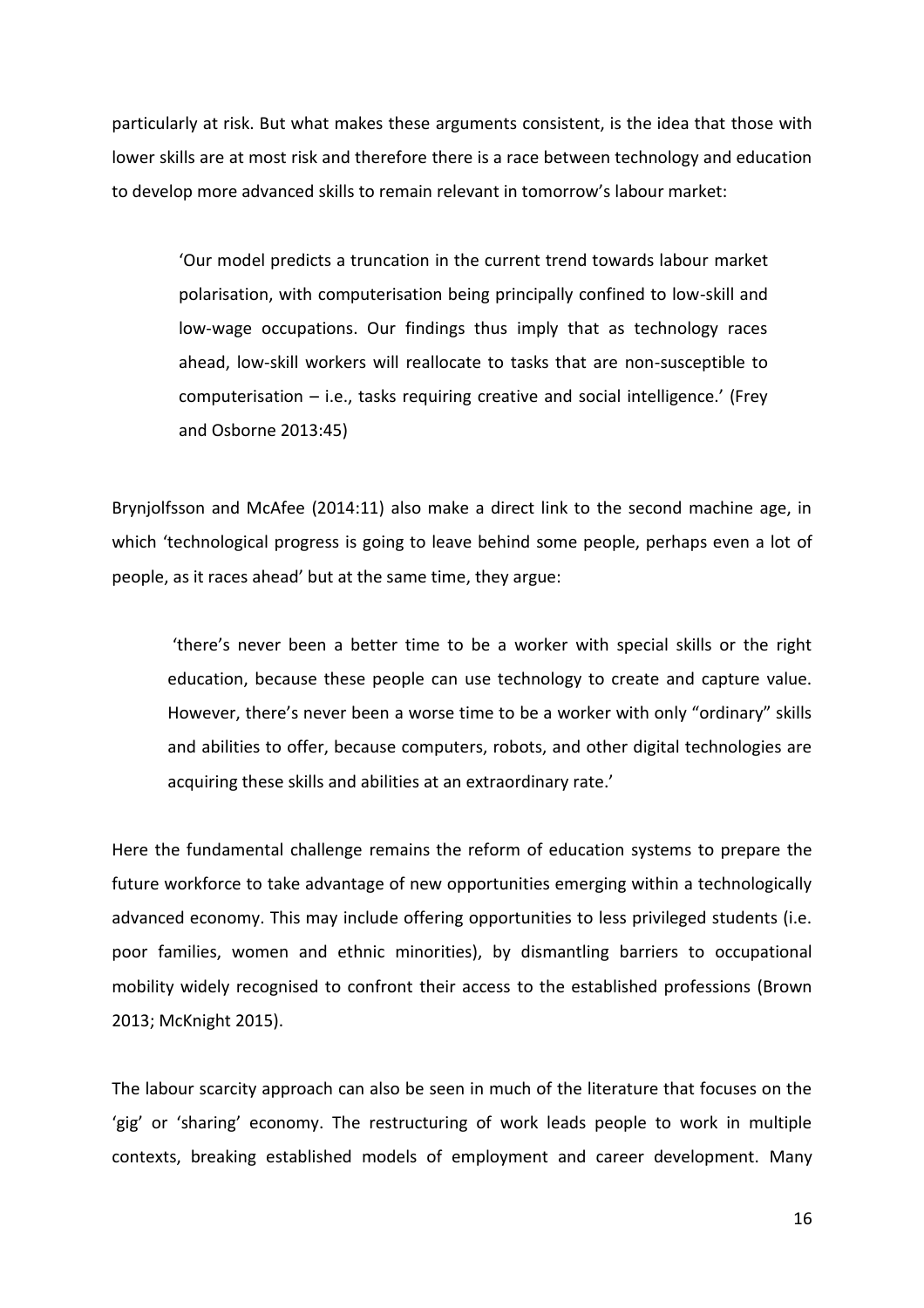particularly at risk. But what makes these arguments consistent, is the idea that those with lower skills are at most risk and therefore there is a race between technology and education to develop more advanced skills to remain relevant in tomorrow's labour market:

> 'Our model predicts a truncation in the current trend towards labour market polarisation, with computerisation being principally confined to low-skill and low-wage occupations. Our findings thus imply that as technology races ahead, low-skill workers will reallocate to tasks that are non-susceptible to computerisation – i.e., tasks requiring creative and social intelligence.' (Frey and Osborne 2013:45)

Brynjolfsson and McAfee (2014:11) also make a direct link to the second machine age, in which 'technological progress is going to leave behind some people, perhaps even a lot of people, as it races ahead' but at the same time, they argue:

> 'there's never been a better time to be a worker with special skills or the right education, because these people can use technology to create and capture value. However, there's never been a worse time to be a worker with only "ordinary" skills and abilities to offer, because computers, robots, and other digital technologies are acquiring these skills and abilities at an extraordinary rate.'

Here the fundamental challenge remains the reform of education systems to prepare the future workforce to take advantage of new opportunities emerging within a technologically advanced economy. This may include offering opportunities to less privileged students (i.e. poor families, women and ethnic minorities), by dismantling barriers to occupational mobility widely recognised to confront their access to the established professions (Brown 2013; McKnight 2015).

The labour scarcity approach can also be seen in much of the literature that focuses on the 'gig' or 'sharing' economy. The restructuring of work leads people to work in multiple contexts, breaking established models of employment and career development. Many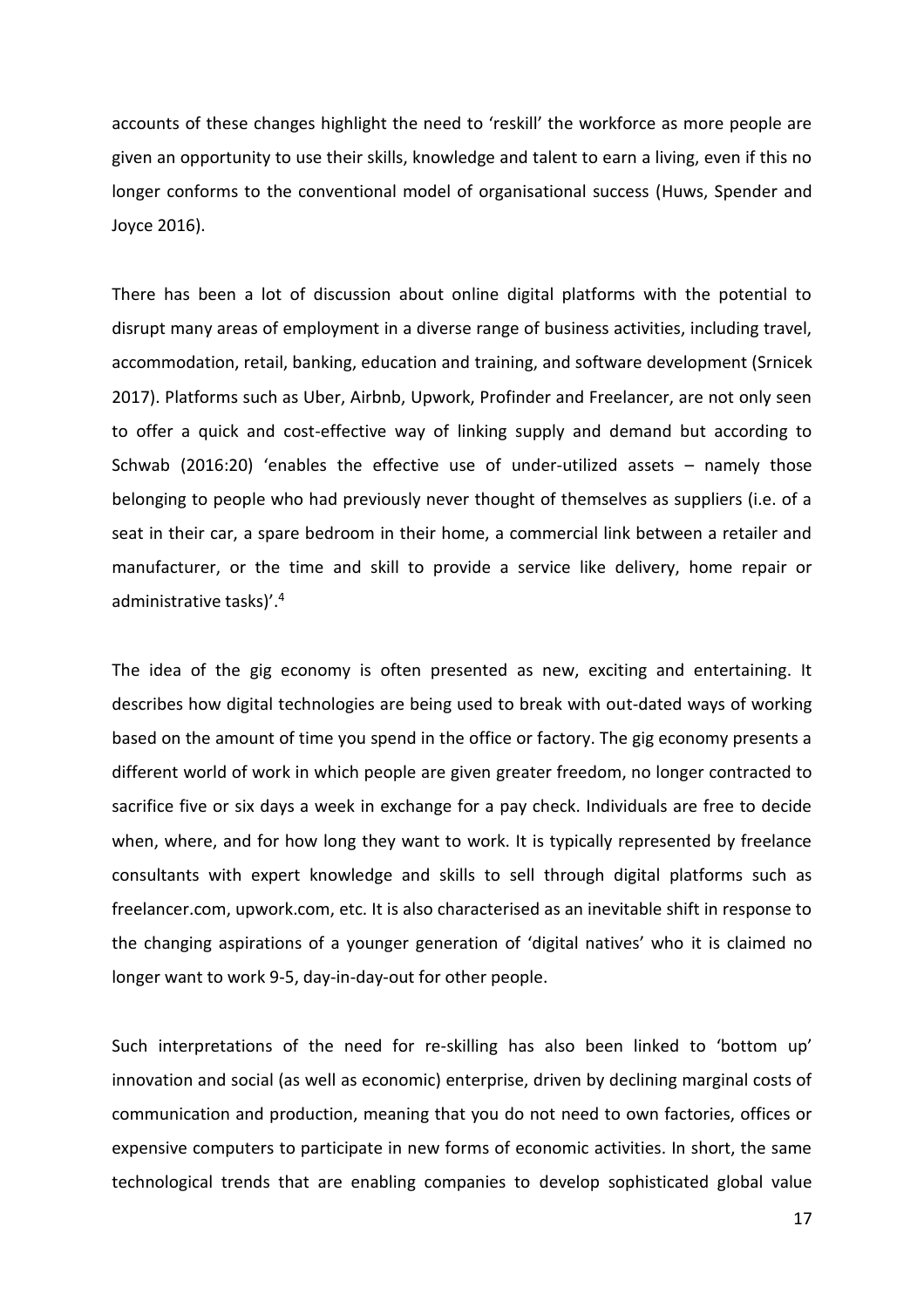accounts of these changes highlight the need to 'reskill' the workforce as more people are given an opportunity to use their skills, knowledge and talent to earn a living, even if this no longer conforms to the conventional model of organisational success (Huws, Spender and Joyce 2016).

There has been a lot of discussion about online digital platforms with the potential to disrupt many areas of employment in a diverse range of business activities, including travel, accommodation, retail, banking, education and training, and software development (Srnicek 2017). Platforms such as Uber, Airbnb, Upwork, Profinder and Freelancer, are not only seen to offer a quick and cost-effective way of linking supply and demand but according to Schwab (2016:20) 'enables the effective use of under-utilized assets – namely those belonging to people who had previously never thought of themselves as suppliers (i.e. of a seat in their car, a spare bedroom in their home, a commercial link between a retailer and manufacturer, or the time and skill to provide a service like delivery, home repair or administrative tasks)'.[4]

The idea of the gig economy is often presented as new, exciting and entertaining. It describes how digital technologies are being used to break with out-dated ways of working based on the amount of time you spend in the office or factory. The gig economy presents a different world of work in which people are given greater freedom, no longer contracted to sacrifice five or six days a week in exchange for a pay check. Individuals are free to decide when, where, and for how long they want to work. It is typically represented by freelance consultants with expert knowledge and skills to sell through digital platforms such as freelancer.com, upwork.com, etc. It is also characterised as an inevitable shift in response to the changing aspirations of a younger generation of 'digital natives' who it is claimed no longer want to work 9-5, day-in-day-out for other people.

Such interpretations of the need for re-skilling has also been linked to 'bottom up' innovation and social (as well as economic) enterprise, driven by declining marginal costs of communication and production, meaning that you do not need to own factories, offices or expensive computers to participate in new forms of economic activities. In short, the same technological trends that are enabling companies to develop sophisticated global value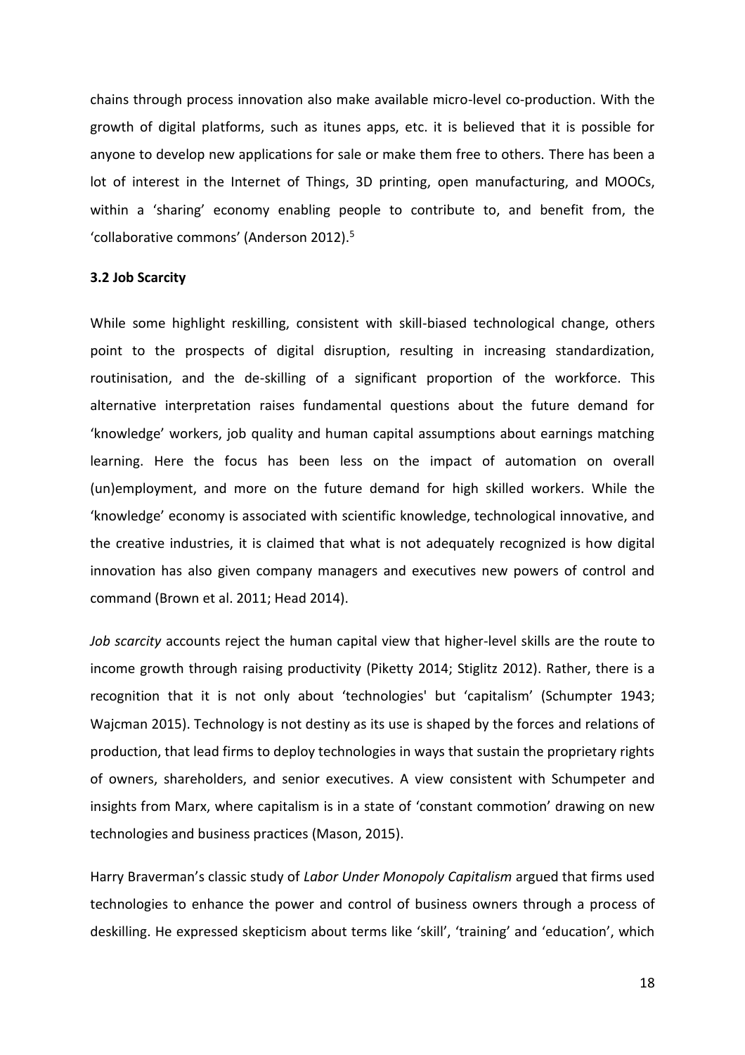chains through process innovation also make available micro-level co-production. With the growth of digital platforms, such as itunes apps, etc. it is believed that it is possible for anyone to develop new applications for sale or make them free to others. There has been a lot of interest in the Internet of Things, 3D printing, open manufacturing, and MOOCs, within a 'sharing' economy enabling people to contribute to, and benefit from, the 'collaborative commons' (Anderson 2012).[5]

### 3.2 Job Scarcity

While some highlight reskilling, consistent with skill-biased technological change, others point to the prospects of digital disruption, resulting in increasing standardization, routinisation, and the de-skilling of a significant proportion of the workforce. This alternative interpretation raises fundamental questions about the future demand for 'knowledge' workers, job quality and human capital assumptions about earnings matching learning. Here the focus has been less on the impact of automation on overall (un)employment, and more on the future demand for high skilled workers. While the 'knowledge' economy is associated with scientific knowledge, technological innovative, and the creative industries, it is claimed that what is not adequately recognized is how digital innovation has also given company managers and executives new powers of control and command (Brown et al. 2011; Head 2014).

*Job scarcity* accounts reject the human capital view that higher-level skills are the route to income growth through raising productivity (Piketty 2014; Stiglitz 2012). Rather, there is a recognition that it is not only about 'technologies' but 'capitalism' (Schumpter 1943; Wajcman 2015). Technology is not destiny as its use is shaped by the forces and relations of production, that lead firms to deploy technologies in ways that sustain the proprietary rights of owners, shareholders, and senior executives. A view consistent with Schumpeter and insights from Marx, where capitalism is in a state of 'constant commotion' drawing on new technologies and business practices (Mason, 2015).

Harry Braverman's classic study of *Labor Under Monopoly Capitalism* argued that firms used technologies to enhance the power and control of business owners through a process of deskilling. He expressed skepticism about terms like 'skill', 'training' and 'education', which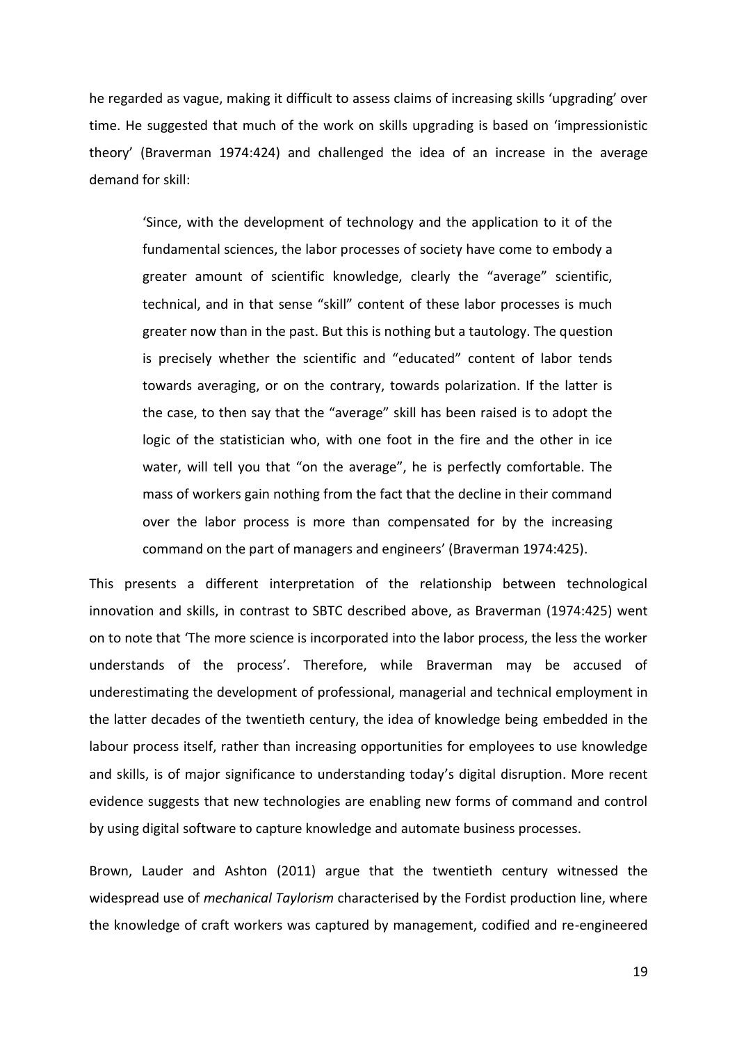he regarded as vague, making it difficult to assess claims of increasing skills 'upgrading' over time. He suggested that much of the work on skills upgrading is based on 'impressionistic theory' (Braverman 1974:424) and challenged the idea of an increase in the average demand for skill:

> 'Since, with the development of technology and the application to it of the fundamental sciences, the labor processes of society have come to embody a greater amount of scientific knowledge, clearly the "average" scientific, technical, and in that sense "skill" content of these labor processes is much greater now than in the past. But this is nothing but a tautology. The question is precisely whether the scientific and "educated" content of labor tends towards averaging, or on the contrary, towards polarization. If the latter is the case, to then say that the "average" skill has been raised is to adopt the logic of the statistician who, with one foot in the fire and the other in ice water, will tell you that "on the average", he is perfectly comfortable. The mass of workers gain nothing from the fact that the decline in their command over the labor process is more than compensated for by the increasing command on the part of managers and engineers' (Braverman 1974:425).

This presents a different interpretation of the relationship between technological innovation and skills, in contrast to SBTC described above, as Braverman (1974:425) went on to note that 'The more science is incorporated into the labor process, the less the worker understands of the process'. Therefore, while Braverman may be accused of underestimating the development of professional, managerial and technical employment in the latter decades of the twentieth century, the idea of knowledge being embedded in the labour process itself, rather than increasing opportunities for employees to use knowledge and skills, is of major significance to understanding today's digital disruption. More recent evidence suggests that new technologies are enabling new forms of command and control by using digital software to capture knowledge and automate business processes.

Brown, Lauder and Ashton (2011) argue that the twentieth century witnessed the widespread use of *mechanical Taylorism* characterised by the Fordist production line, where the knowledge of craft workers was captured by management, codified and re-engineered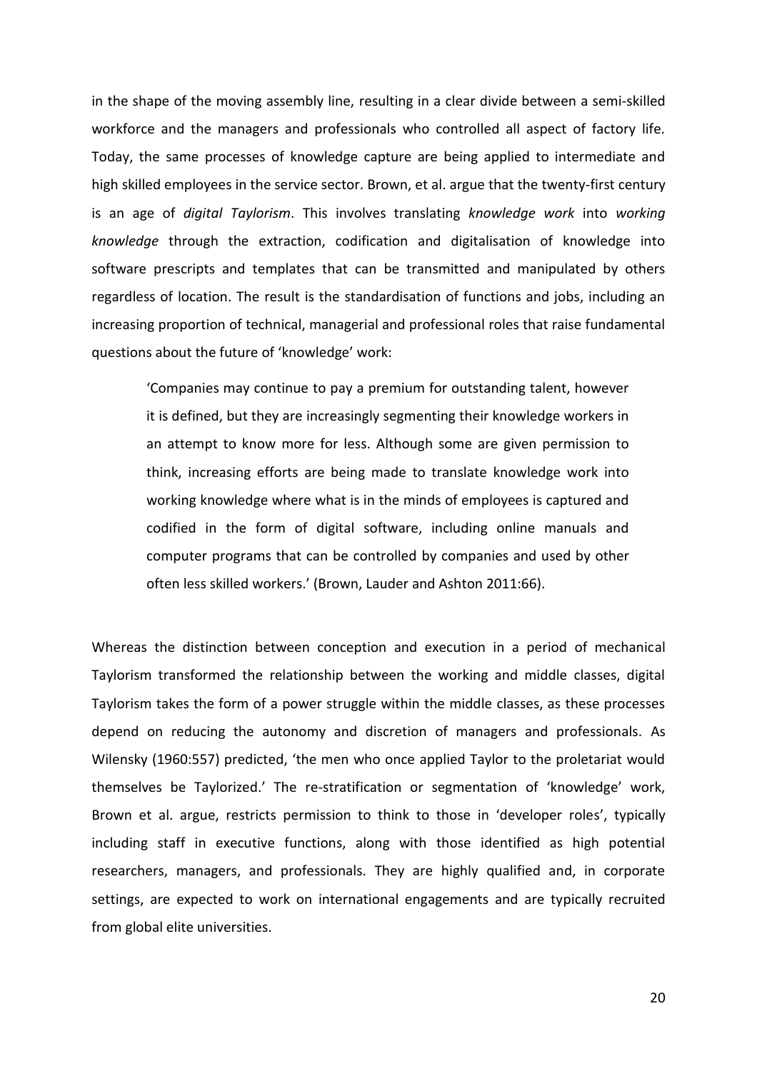in the shape of the moving assembly line, resulting in a clear divide between a semi-skilled workforce and the managers and professionals who controlled all aspect of factory life. Today, the same processes of knowledge capture are being applied to intermediate and high skilled employees in the service sector. Brown, et al. argue that the twenty-first century is an age of *digital Taylorism*. This involves translating *knowledge work* into *working knowledge* through the extraction, codification and digitalisation of knowledge into software prescripts and templates that can be transmitted and manipulated by others regardless of location. The result is the standardisation of functions and jobs, including an increasing proportion of technical, managerial and professional roles that raise fundamental questions about the future of 'knowledge' work:

> 'Companies may continue to pay a premium for outstanding talent, however it is defined, but they are increasingly segmenting their knowledge workers in an attempt to know more for less. Although some are given permission to think, increasing efforts are being made to translate knowledge work into working knowledge where what is in the minds of employees is captured and codified in the form of digital software, including online manuals and computer programs that can be controlled by companies and used by other often less skilled workers.' (Brown, Lauder and Ashton 2011:66).

Whereas the distinction between conception and execution in a period of mechanical Taylorism transformed the relationship between the working and middle classes, digital Taylorism takes the form of a power struggle within the middle classes, as these processes depend on reducing the autonomy and discretion of managers and professionals. As Wilensky (1960:557) predicted, 'the men who once applied Taylor to the proletariat would themselves be Taylorized.' The re-stratification or segmentation of 'knowledge' work, Brown et al. argue, restricts permission to think to those in 'developer roles', typically including staff in executive functions, along with those identified as high potential researchers, managers, and professionals. They are highly qualified and, in corporate settings, are expected to work on international engagements and are typically recruited from global elite universities.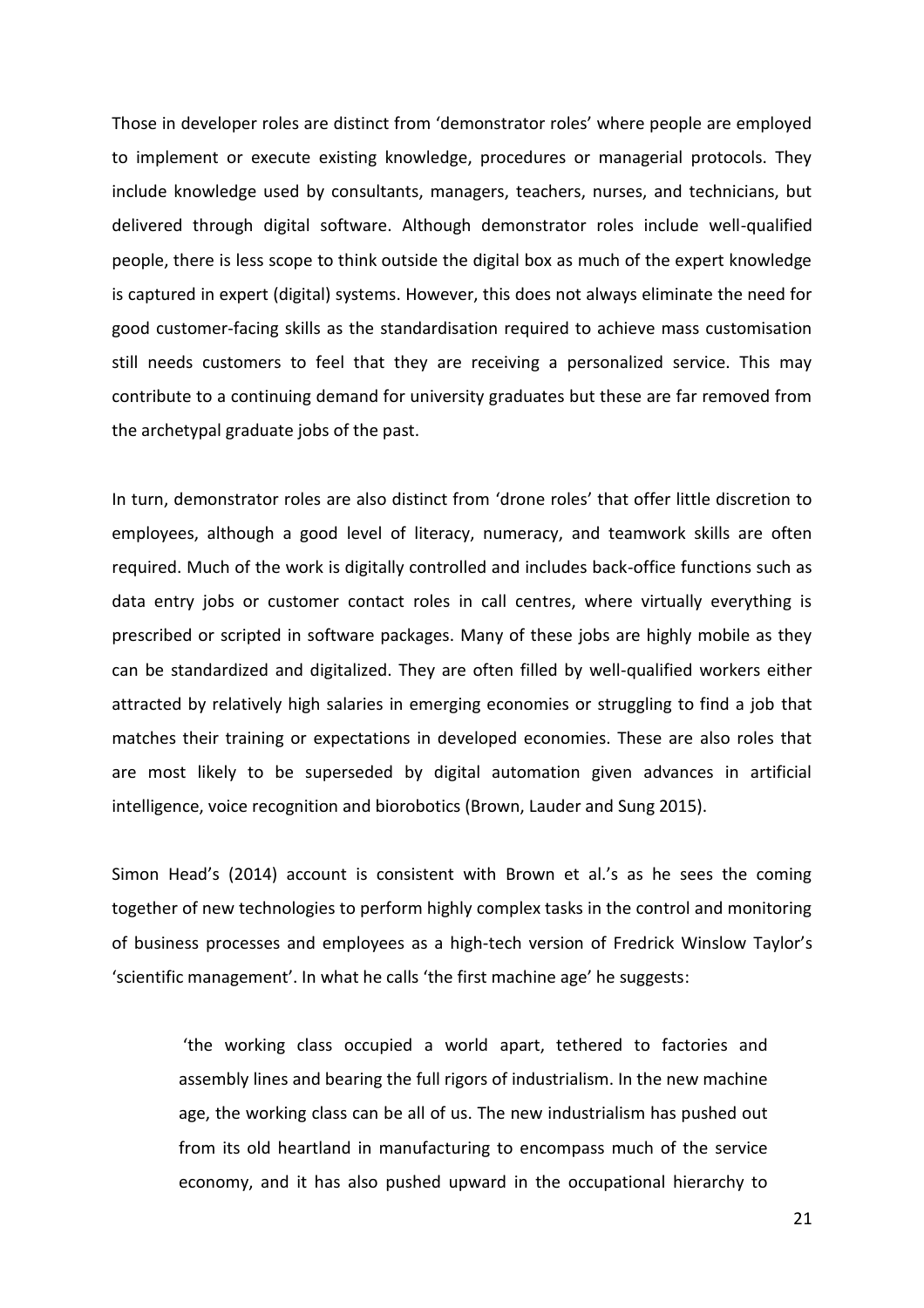Those in developer roles are distinct from 'demonstrator roles' where people are employed to implement or execute existing knowledge, procedures or managerial protocols. They include knowledge used by consultants, managers, teachers, nurses, and technicians, but delivered through digital software. Although demonstrator roles include well-qualified people, there is less scope to think outside the digital box as much of the expert knowledge is captured in expert (digital) systems. However, this does not always eliminate the need for good customer-facing skills as the standardisation required to achieve mass customisation still needs customers to feel that they are receiving a personalized service. This may contribute to a continuing demand for university graduates but these are far removed from the archetypal graduate jobs of the past.

In turn, demonstrator roles are also distinct from 'drone roles' that offer little discretion to employees, although a good level of literacy, numeracy, and teamwork skills are often required. Much of the work is digitally controlled and includes back-office functions such as data entry jobs or customer contact roles in call centres, where virtually everything is prescribed or scripted in software packages. Many of these jobs are highly mobile as they can be standardized and digitalized. They are often filled by well-qualified workers either attracted by relatively high salaries in emerging economies or struggling to find a job that matches their training or expectations in developed economies. These are also roles that are most likely to be superseded by digital automation given advances in artificial intelligence, voice recognition and biorobotics (Brown, Lauder and Sung 2015).

Simon Head's (2014) account is consistent with Brown et al.'s as he sees the coming together of new technologies to perform highly complex tasks in the control and monitoring of business processes and employees as a high-tech version of Fredrick Winslow Taylor's 'scientific management'. In what he calls 'the first machine age' he suggests:

> 'the working class occupied a world apart, tethered to factories and assembly lines and bearing the full rigors of industrialism. In the new machine age, the working class can be all of us. The new industrialism has pushed out from its old heartland in manufacturing to encompass much of the service economy, and it has also pushed upward in the occupational hierarchy to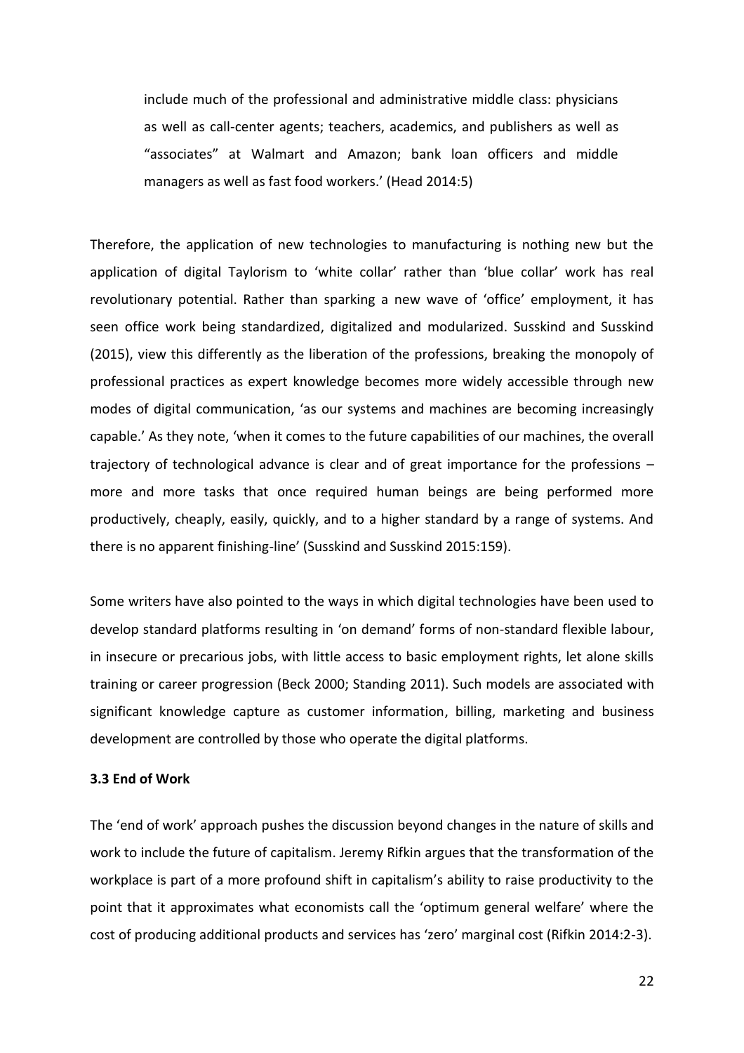> include much of the professional and administrative middle class: physicians as well as call-center agents; teachers, academics, and publishers as well as "associates" at Walmart and Amazon; bank loan officers and middle managers as well as fast food workers.' (Head 2014:5)

Therefore, the application of new technologies to manufacturing is nothing new but the application of digital Taylorism to 'white collar' rather than 'blue collar' work has real revolutionary potential. Rather than sparking a new wave of 'office' employment, it has seen office work being standardized, digitalized and modularized. Susskind and Susskind (2015), view this differently as the liberation of the professions, breaking the monopoly of professional practices as expert knowledge becomes more widely accessible through new modes of digital communication, 'as our systems and machines are becoming increasingly capable.' As they note, 'when it comes to the future capabilities of our machines, the overall trajectory of technological advance is clear and of great importance for the professions – more and more tasks that once required human beings are being performed more productively, cheaply, easily, quickly, and to a higher standard by a range of systems. And there is no apparent finishing-line' (Susskind and Susskind 2015:159).

Some writers have also pointed to the ways in which digital technologies have been used to develop standard platforms resulting in 'on demand' forms of non-standard flexible labour, in insecure or precarious jobs, with little access to basic employment rights, let alone skills training or career progression (Beck 2000; Standing 2011). Such models are associated with significant knowledge capture as customer information, billing, marketing and business development are controlled by those who operate the digital platforms.

### 3.3 End of Work

The 'end of work' approach pushes the discussion beyond changes in the nature of skills and work to include the future of capitalism. Jeremy Rifkin argues that the transformation of the workplace is part of a more profound shift in capitalism's ability to raise productivity to the point that it approximates what economists call the 'optimum general welfare' where the cost of producing additional products and services has 'zero' marginal cost (Rifkin 2014:2-3).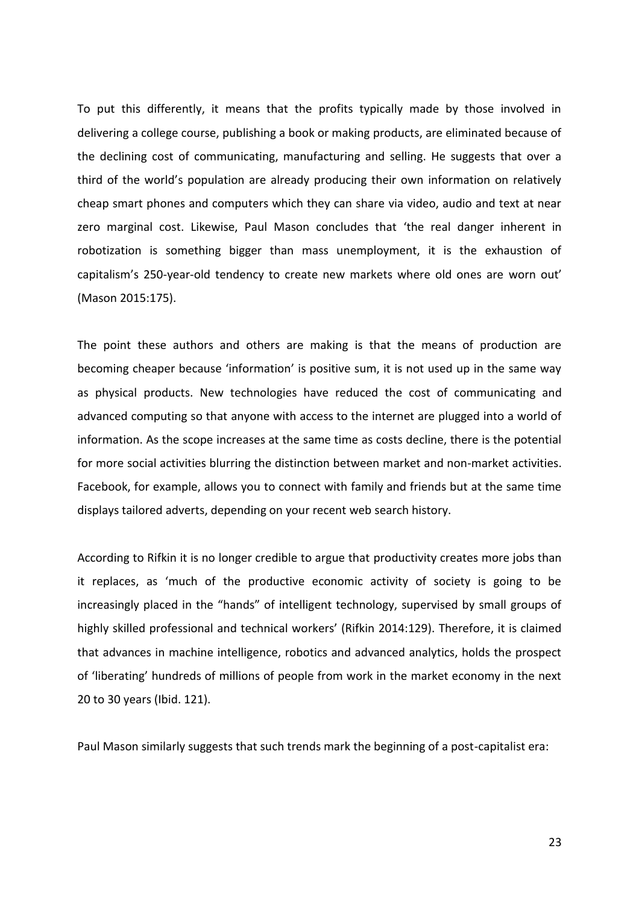To put this differently, it means that the profits typically made by those involved in delivering a college course, publishing a book or making products, are eliminated because of the declining cost of communicating, manufacturing and selling. He suggests that over a third of the world's population are already producing their own information on relatively cheap smart phones and computers which they can share via video, audio and text at near zero marginal cost. Likewise, Paul Mason concludes that 'the real danger inherent in robotization is something bigger than mass unemployment, it is the exhaustion of capitalism's 250-year-old tendency to create new markets where old ones are worn out' (Mason 2015:175).

The point these authors and others are making is that the means of production are becoming cheaper because 'information' is positive sum, it is not used up in the same way as physical products. New technologies have reduced the cost of communicating and advanced computing so that anyone with access to the internet are plugged into a world of information. As the scope increases at the same time as costs decline, there is the potential for more social activities blurring the distinction between market and non-market activities. Facebook, for example, allows you to connect with family and friends but at the same time displays tailored adverts, depending on your recent web search history.

According to Rifkin it is no longer credible to argue that productivity creates more jobs than it replaces, as 'much of the productive economic activity of society is going to be increasingly placed in the "hands" of intelligent technology, supervised by small groups of highly skilled professional and technical workers' (Rifkin 2014:129). Therefore, it is claimed that advances in machine intelligence, robotics and advanced analytics, holds the prospect of 'liberating' hundreds of millions of people from work in the market economy in the next 20 to 30 years (Ibid. 121).

Paul Mason similarly suggests that such trends mark the beginning of a post-capitalist era: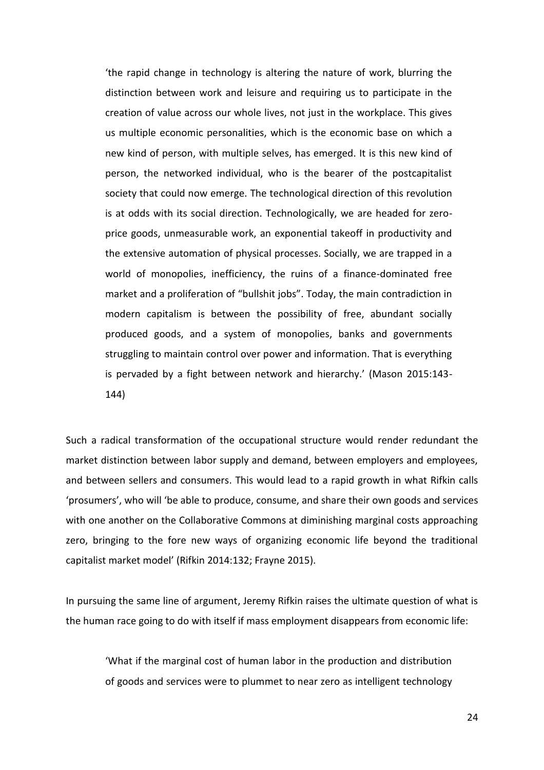> 'the rapid change in technology is altering the nature of work, blurring the distinction between work and leisure and requiring us to participate in the creation of value across our whole lives, not just in the workplace. This gives us multiple economic personalities, which is the economic base on which a new kind of person, with multiple selves, has emerged. It is this new kind of person, the networked individual, who is the bearer of the postcapitalist society that could now emerge. The technological direction of this revolution is at odds with its social direction. Technologically, we are headed for zero-price goods, unmeasurable work, an exponential takeoff in productivity and the extensive automation of physical processes. Socially, we are trapped in a world of monopolies, inefficiency, the ruins of a finance-dominated free market and a proliferation of "bullshit jobs". Today, the main contradiction in modern capitalism is between the possibility of free, abundant socially produced goods, and a system of monopolies, banks and governments struggling to maintain control over power and information. That is everything is pervaded by a fight between network and hierarchy.' (Mason 2015:143-144)

Such a radical transformation of the occupational structure would render redundant the market distinction between labor supply and demand, between employers and employees, and between sellers and consumers. This would lead to a rapid growth in what Rifkin calls 'prosumers', who will 'be able to produce, consume, and share their own goods and services with one another on the Collaborative Commons at diminishing marginal costs approaching zero, bringing to the fore new ways of organizing economic life beyond the traditional capitalist market model' (Rifkin 2014:132; Frayne 2015).

In pursuing the same line of argument, Jeremy Rifkin raises the ultimate question of what is the human race going to do with itself if mass employment disappears from economic life:

> 'What if the marginal cost of human labor in the production and distribution of goods and services were to plummet to near zero as intelligent technology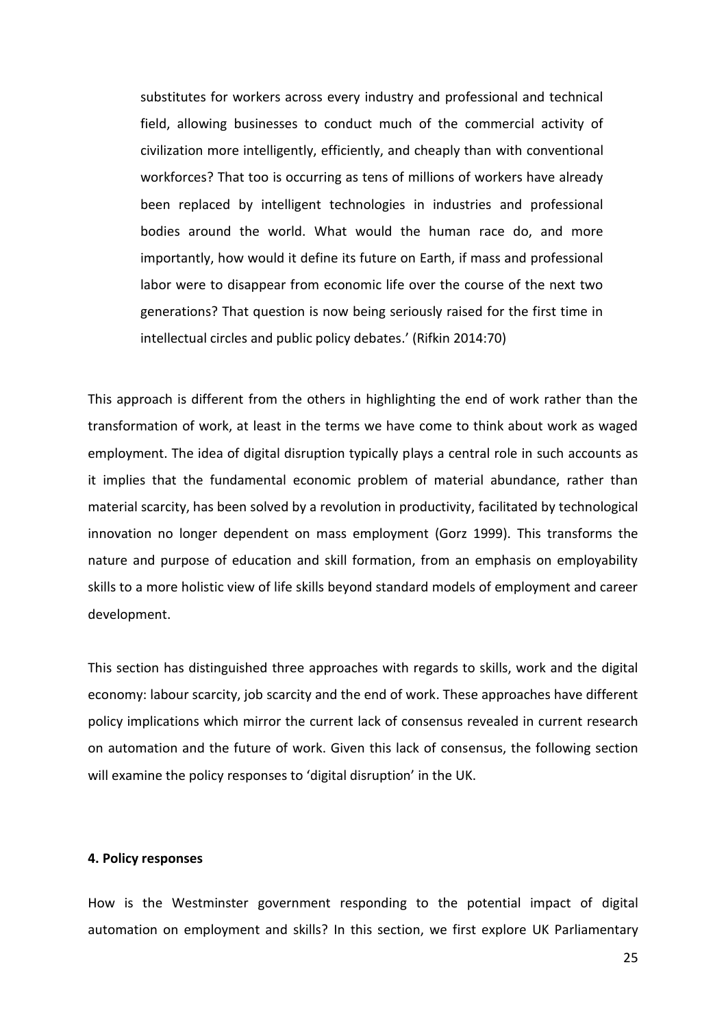> substitutes for workers across every industry and professional and technical field, allowing businesses to conduct much of the commercial activity of civilization more intelligently, efficiently, and cheaply than with conventional workforces? That too is occurring as tens of millions of workers have already been replaced by intelligent technologies in industries and professional bodies around the world. What would the human race do, and more importantly, how would it define its future on Earth, if mass and professional labor were to disappear from economic life over the course of the next two generations? That question is now being seriously raised for the first time in intellectual circles and public policy debates.' (Rifkin 2014:70)

This approach is different from the others in highlighting the end of work rather than the transformation of work, at least in the terms we have come to think about work as waged employment. The idea of digital disruption typically plays a central role in such accounts as it implies that the fundamental economic problem of material abundance, rather than material scarcity, has been solved by a revolution in productivity, facilitated by technological innovation no longer dependent on mass employment (Gorz 1999). This transforms the nature and purpose of education and skill formation, from an emphasis on employability skills to a more holistic view of life skills beyond standard models of employment and career development.

This section has distinguished three approaches with regards to skills, work and the digital economy: labour scarcity, job scarcity and the end of work. These approaches have different policy implications which mirror the current lack of consensus revealed in current research on automation and the future of work. Given this lack of consensus, the following section will examine the policy responses to 'digital disruption' in the UK.

## 4. Policy responses

How is the Westminster government responding to the potential impact of digital automation on employment and skills? In this section, we first explore UK Parliamentary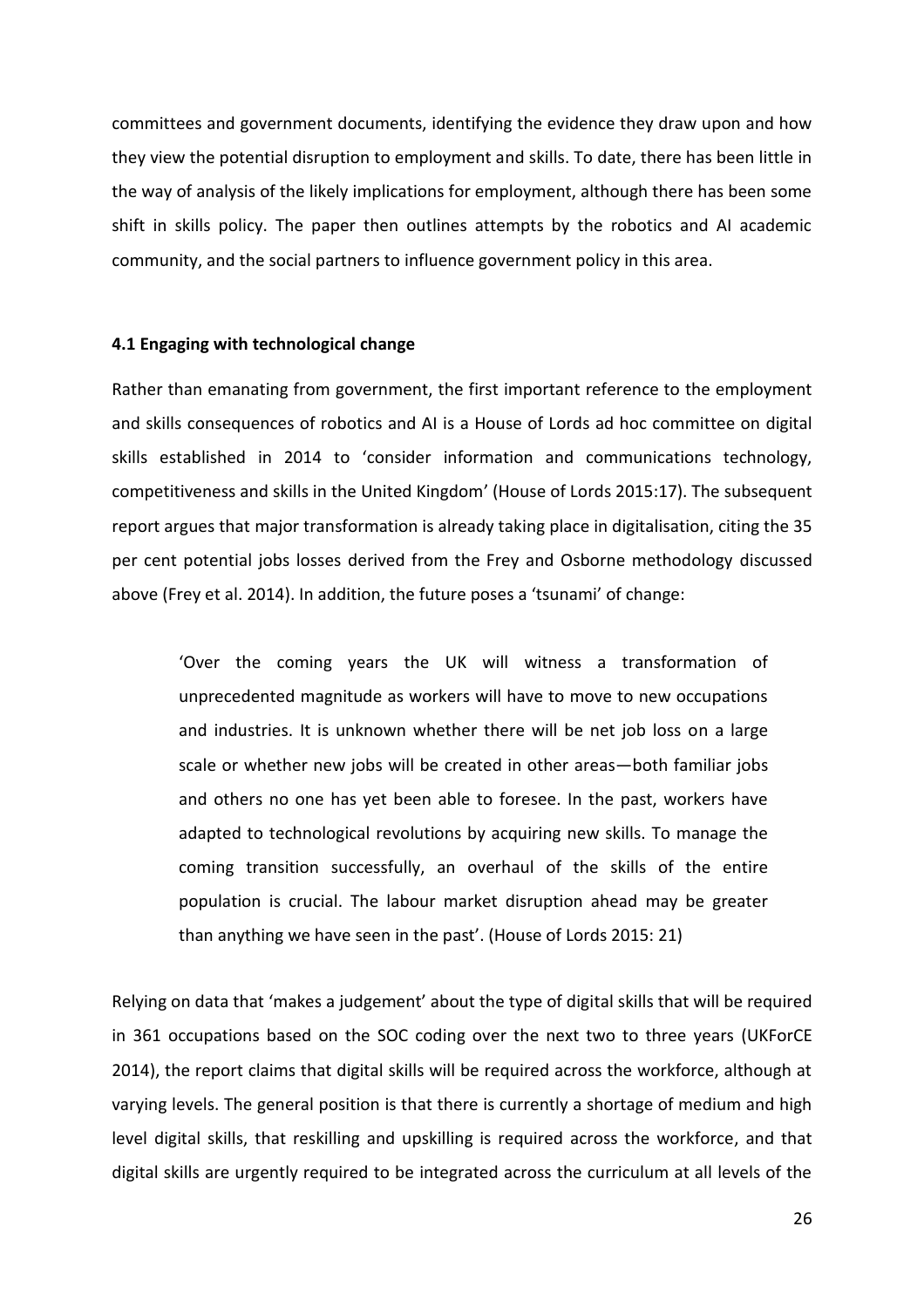committees and government documents, identifying the evidence they draw upon and how they view the potential disruption to employment and skills. To date, there has been little in the way of analysis of the likely implications for employment, although there has been some shift in skills policy. The paper then outlines attempts by the robotics and AI academic community, and the social partners to influence government policy in this area.

### 4.1 Engaging with technological change

Rather than emanating from government, the first important reference to the employment and skills consequences of robotics and AI is a House of Lords ad hoc committee on digital skills established in 2014 to 'consider information and communications technology, competitiveness and skills in the United Kingdom' (House of Lords 2015:17). The subsequent report argues that major transformation is already taking place in digitalisation, citing the 35 per cent potential jobs losses derived from the Frey and Osborne methodology discussed above (Frey et al. 2014). In addition, the future poses a 'tsunami' of change:

> 'Over the coming years the UK will witness a transformation of unprecedented magnitude as workers will have to move to new occupations and industries. It is unknown whether there will be net job loss on a large scale or whether new jobs will be created in other areas—both familiar jobs and others no one has yet been able to foresee. In the past, workers have adapted to technological revolutions by acquiring new skills. To manage the coming transition successfully, an overhaul of the skills of the entire population is crucial. The labour market disruption ahead may be greater than anything we have seen in the past'. (House of Lords 2015: 21)

Relying on data that 'makes a judgement' about the type of digital skills that will be required in 361 occupations based on the SOC coding over the next two to three years (UKForCE 2014), the report claims that digital skills will be required across the workforce, although at varying levels. The general position is that there is currently a shortage of medium and high level digital skills, that reskilling and upskilling is required across the workforce, and that digital skills are urgently required to be integrated across the curriculum at all levels of the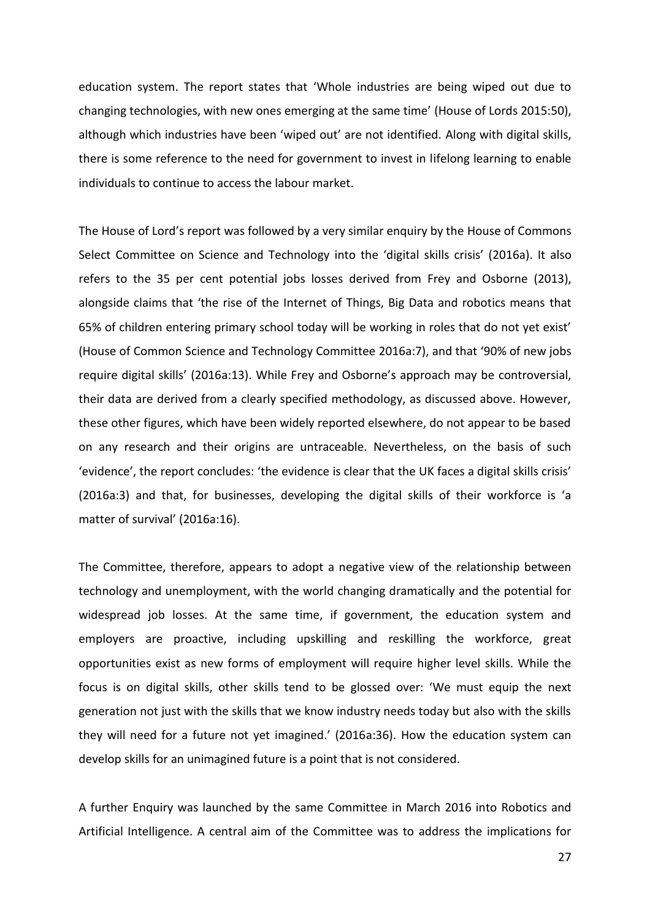education system. The report states that 'Whole industries are being wiped out due to changing technologies, with new ones emerging at the same time' (House of Lords 2015:50), although which industries have been 'wiped out' are not identified. Along with digital skills, there is some reference to the need for government to invest in lifelong learning to enable individuals to continue to access the labour market.

The House of Lord's report was followed by a very similar enquiry by the House of Commons Select Committee on Science and Technology into the 'digital skills crisis' (2016a). It also refers to the 35 per cent potential jobs losses derived from Frey and Osborne (2013), alongside claims that 'the rise of the Internet of Things, Big Data and robotics means that 65% of children entering primary school today will be working in roles that do not yet exist' (House of Common Science and Technology Committee 2016a:7), and that '90% of new jobs require digital skills' (2016a:13). While Frey and Osborne's approach may be controversial, their data are derived from a clearly specified methodology, as discussed above. However, these other figures, which have been widely reported elsewhere, do not appear to be based on any research and their origins are untraceable. Nevertheless, on the basis of such 'evidence', the report concludes: 'the evidence is clear that the UK faces a digital skills crisis' (2016a:3) and that, for businesses, developing the digital skills of their workforce is 'a matter of survival' (2016a:16).

The Committee, therefore, appears to adopt a negative view of the relationship between technology and unemployment, with the world changing dramatically and the potential for widespread job losses. At the same time, if government, the education system and employers are proactive, including upskilling and reskilling the workforce, great opportunities exist as new forms of employment will require higher level skills. While the focus is on digital skills, other skills tend to be glossed over: 'We must equip the next generation not just with the skills that we know industry needs today but also with the skills they will need for a future not yet imagined.' (2016a:36). How the education system can develop skills for an unimagined future is a point that is not considered.

A further Enquiry was launched by the same Committee in March 2016 into Robotics and Artificial Intelligence. A central aim of the Committee was to address the implications for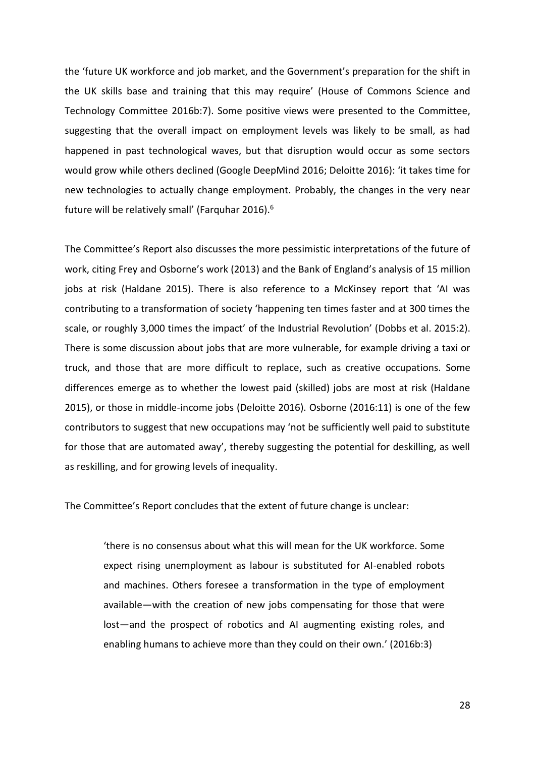the 'future UK workforce and job market, and the Government's preparation for the shift in the UK skills base and training that this may require' (House of Commons Science and Technology Committee 2016b:7). Some positive views were presented to the Committee, suggesting that the overall impact on employment levels was likely to be small, as had happened in past technological waves, but that disruption would occur as some sectors would grow while others declined (Google DeepMind 2016; Deloitte 2016): 'it takes time for new technologies to actually change employment. Probably, the changes in the very near future will be relatively small' (Farquhar 2016).[6]

The Committee's Report also discusses the more pessimistic interpretations of the future of work, citing Frey and Osborne's work (2013) and the Bank of England's analysis of 15 million jobs at risk (Haldane 2015). There is also reference to a McKinsey report that 'AI was contributing to a transformation of society 'happening ten times faster and at 300 times the scale, or roughly 3,000 times the impact' of the Industrial Revolution' (Dobbs et al. 2015:2). There is some discussion about jobs that are more vulnerable, for example driving a taxi or truck, and those that are more difficult to replace, such as creative occupations. Some differences emerge as to whether the lowest paid (skilled) jobs are most at risk (Haldane 2015), or those in middle-income jobs (Deloitte 2016). Osborne (2016:11) is one of the few contributors to suggest that new occupations may 'not be sufficiently well paid to substitute for those that are automated away', thereby suggesting the potential for deskilling, as well as reskilling, and for growing levels of inequality.

The Committee's Report concludes that the extent of future change is unclear:

> 'there is no consensus about what this will mean for the UK workforce. Some expect rising unemployment as labour is substituted for AI-enabled robots and machines. Others foresee a transformation in the type of employment available—with the creation of new jobs compensating for those that were lost—and the prospect of robotics and AI augmenting existing roles, and enabling humans to achieve more than they could on their own.' (2016b:3)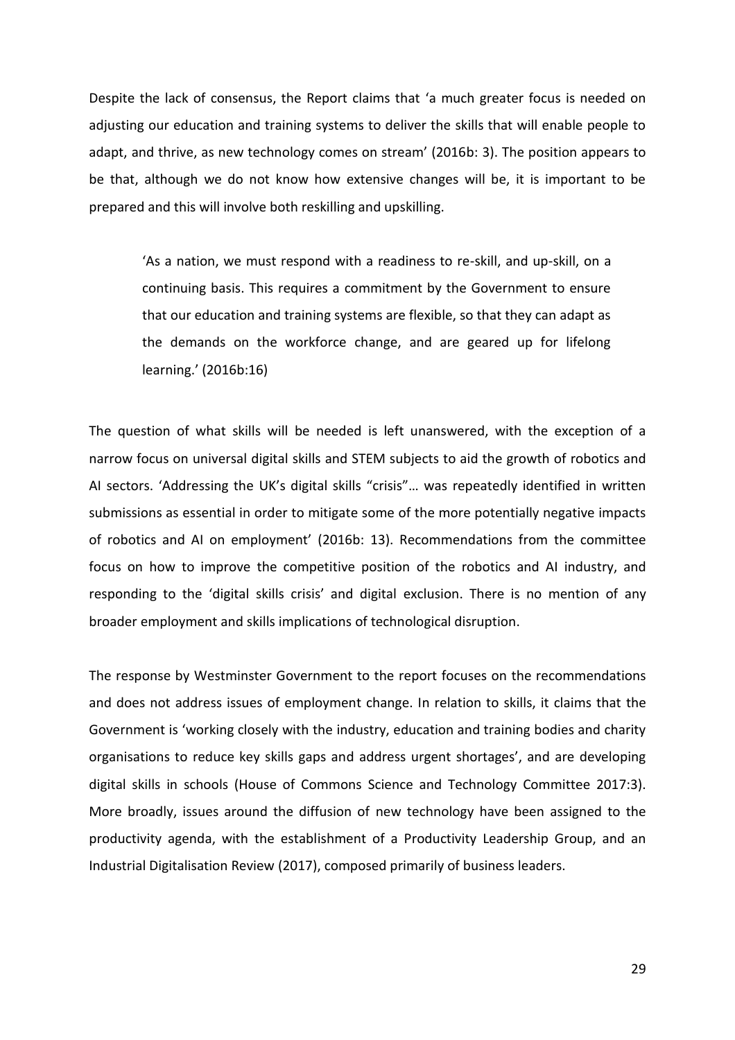Despite the lack of consensus, the Report claims that 'a much greater focus is needed on adjusting our education and training systems to deliver the skills that will enable people to adapt, and thrive, as new technology comes on stream' (2016b: 3). The position appears to be that, although we do not know how extensive changes will be, it is important to be prepared and this will involve both reskilling and upskilling.

> 'As a nation, we must respond with a readiness to re-skill, and up-skill, on a continuing basis. This requires a commitment by the Government to ensure that our education and training systems are flexible, so that they can adapt as the demands on the workforce change, and are geared up for lifelong learning.' (2016b:16)

The question of what skills will be needed is left unanswered, with the exception of a narrow focus on universal digital skills and STEM subjects to aid the growth of robotics and AI sectors. 'Addressing the UK's digital skills "crisis"… was repeatedly identified in written submissions as essential in order to mitigate some of the more potentially negative impacts of robotics and AI on employment' (2016b: 13). Recommendations from the committee focus on how to improve the competitive position of the robotics and AI industry, and responding to the 'digital skills crisis' and digital exclusion. There is no mention of any broader employment and skills implications of technological disruption.

The response by Westminster Government to the report focuses on the recommendations and does not address issues of employment change. In relation to skills, it claims that the Government is 'working closely with the industry, education and training bodies and charity organisations to reduce key skills gaps and address urgent shortages', and are developing digital skills in schools (House of Commons Science and Technology Committee 2017:3). More broadly, issues around the diffusion of new technology have been assigned to the productivity agenda, with the establishment of a Productivity Leadership Group, and an Industrial Digitalisation Review (2017), composed primarily of business leaders.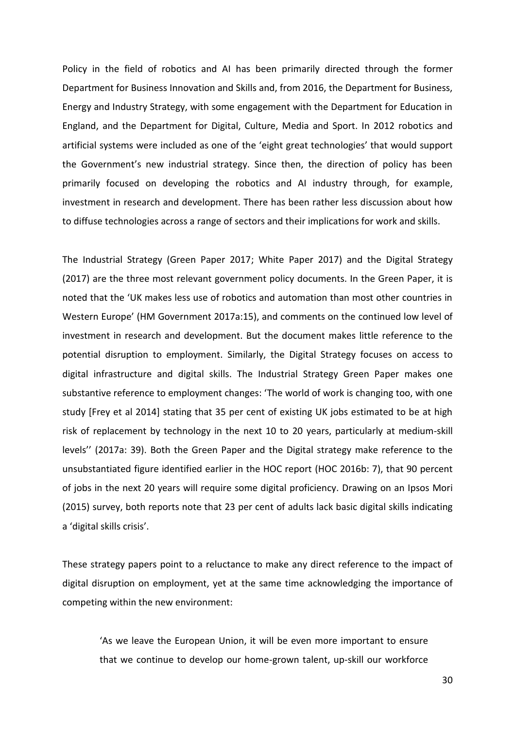Policy in the field of robotics and AI has been primarily directed through the former Department for Business Innovation and Skills and, from 2016, the Department for Business, Energy and Industry Strategy, with some engagement with the Department for Education in England, and the Department for Digital, Culture, Media and Sport. In 2012 robotics and artificial systems were included as one of the 'eight great technologies' that would support the Government's new industrial strategy. Since then, the direction of policy has been primarily focused on developing the robotics and AI industry through, for example, investment in research and development. There has been rather less discussion about how to diffuse technologies across a range of sectors and their implications for work and skills.

The Industrial Strategy (Green Paper 2017; White Paper 2017) and the Digital Strategy (2017) are the three most relevant government policy documents. In the Green Paper, it is noted that the 'UK makes less use of robotics and automation than most other countries in Western Europe' (HM Government 2017a:15), and comments on the continued low level of investment in research and development. But the document makes little reference to the potential disruption to employment. Similarly, the Digital Strategy focuses on access to digital infrastructure and digital skills. The Industrial Strategy Green Paper makes one substantive reference to employment changes: 'The world of work is changing too, with one study [Frey et al 2014] stating that 35 per cent of existing UK jobs estimated to be at high risk of replacement by technology in the next 10 to 20 years, particularly at medium-skill levels'' (2017a: 39). Both the Green Paper and the Digital strategy make reference to the unsubstantiated figure identified earlier in the HOC report (HOC 2016b: 7), that 90 percent of jobs in the next 20 years will require some digital proficiency. Drawing on an Ipsos Mori (2015) survey, both reports note that 23 per cent of adults lack basic digital skills indicating a 'digital skills crisis'.

These strategy papers point to a reluctance to make any direct reference to the impact of digital disruption on employment, yet at the same time acknowledging the importance of competing within the new environment:

> 'As we leave the European Union, it will be even more important to ensure that we continue to develop our home-grown talent, up-skill our workforce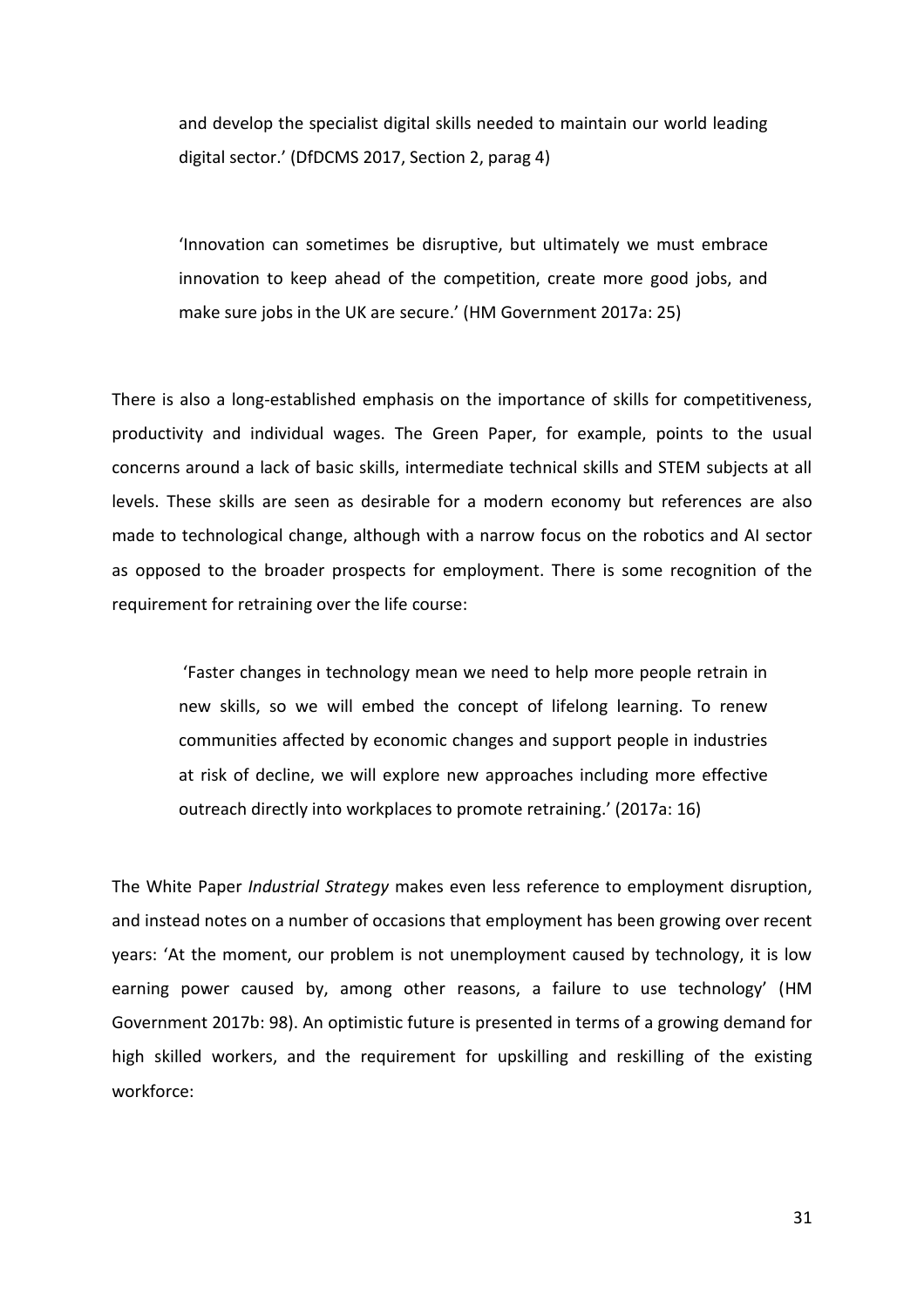> and develop the specialist digital skills needed to maintain our world leading digital sector.' (DfDCMS 2017, Section 2, parag 4)

> 'Innovation can sometimes be disruptive, but ultimately we must embrace innovation to keep ahead of the competition, create more good jobs, and make sure jobs in the UK are secure.' (HM Government 2017a: 25)

There is also a long-established emphasis on the importance of skills for competitiveness, productivity and individual wages. The Green Paper, for example, points to the usual concerns around a lack of basic skills, intermediate technical skills and STEM subjects at all levels. These skills are seen as desirable for a modern economy but references are also made to technological change, although with a narrow focus on the robotics and AI sector as opposed to the broader prospects for employment. There is some recognition of the requirement for retraining over the life course:

> 'Faster changes in technology mean we need to help more people retrain in new skills, so we will embed the concept of lifelong learning. To renew communities affected by economic changes and support people in industries at risk of decline, we will explore new approaches including more effective outreach directly into workplaces to promote retraining.' (2017a: 16)

The White Paper *Industrial Strategy* makes even less reference to employment disruption, and instead notes on a number of occasions that employment has been growing over recent years: 'At the moment, our problem is not unemployment caused by technology, it is low earning power caused by, among other reasons, a failure to use technology' (HM Government 2017b: 98). An optimistic future is presented in terms of a growing demand for high skilled workers, and the requirement for upskilling and reskilling of the existing workforce: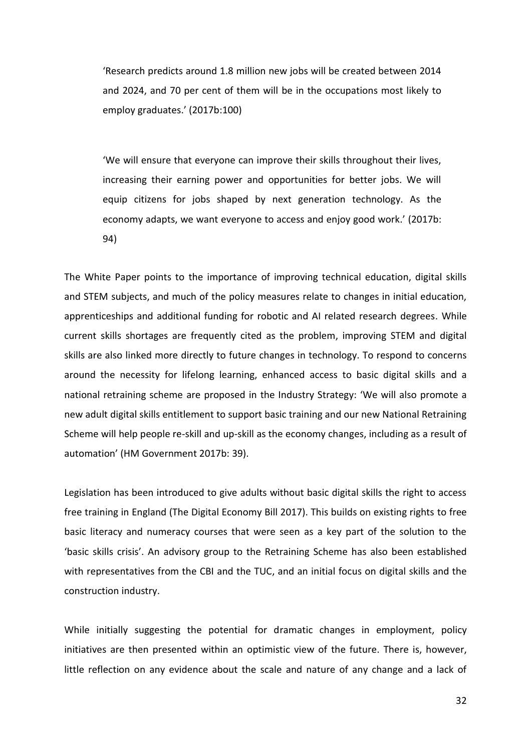> 'Research predicts around 1.8 million new jobs will be created between 2014 and 2024, and 70 per cent of them will be in the occupations most likely to employ graduates.' (2017b:100)

> 'We will ensure that everyone can improve their skills throughout their lives, increasing their earning power and opportunities for better jobs. We will equip citizens for jobs shaped by next generation technology. As the economy adapts, we want everyone to access and enjoy good work.' (2017b: 94)

The White Paper points to the importance of improving technical education, digital skills and STEM subjects, and much of the policy measures relate to changes in initial education, apprenticeships and additional funding for robotic and AI related research degrees. While current skills shortages are frequently cited as the problem, improving STEM and digital skills are also linked more directly to future changes in technology. To respond to concerns around the necessity for lifelong learning, enhanced access to basic digital skills and a national retraining scheme are proposed in the Industry Strategy: 'We will also promote a new adult digital skills entitlement to support basic training and our new National Retraining Scheme will help people re-skill and up-skill as the economy changes, including as a result of automation' (HM Government 2017b: 39).

Legislation has been introduced to give adults without basic digital skills the right to access free training in England (The Digital Economy Bill 2017). This builds on existing rights to free basic literacy and numeracy courses that were seen as a key part of the solution to the 'basic skills crisis'. An advisory group to the Retraining Scheme has also been established with representatives from the CBI and the TUC, and an initial focus on digital skills and the construction industry.

While initially suggesting the potential for dramatic changes in employment, policy initiatives are then presented within an optimistic view of the future. There is, however, little reflection on any evidence about the scale and nature of any change and a lack of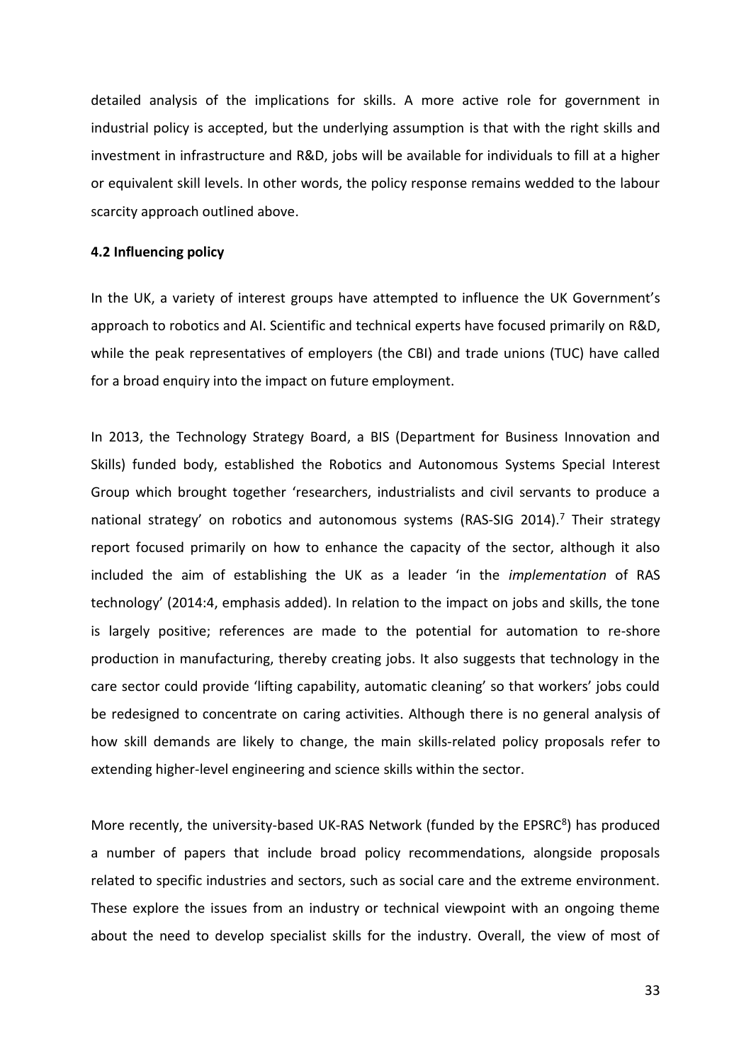detailed analysis of the implications for skills. A more active role for government in industrial policy is accepted, but the underlying assumption is that with the right skills and investment in infrastructure and R&D, jobs will be available for individuals to fill at a higher or equivalent skill levels. In other words, the policy response remains wedded to the labour scarcity approach outlined above.

### 4.2 Influencing policy

In the UK, a variety of interest groups have attempted to influence the UK Government's approach to robotics and AI. Scientific and technical experts have focused primarily on R&D, while the peak representatives of employers (the CBI) and trade unions (TUC) have called for a broad enquiry into the impact on future employment.

In 2013, the Technology Strategy Board, a BIS (Department for Business Innovation and Skills) funded body, established the Robotics and Autonomous Systems Special Interest Group which brought together 'researchers, industrialists and civil servants to produce a national strategy' on robotics and autonomous systems (RAS-SIG 2014).[7] Their strategy report focused primarily on how to enhance the capacity of the sector, although it also included the aim of establishing the UK as a leader 'in the *implementation* of RAS technology' (2014:4, emphasis added). In relation to the impact on jobs and skills, the tone is largely positive; references are made to the potential for automation to re-shore production in manufacturing, thereby creating jobs. It also suggests that technology in the care sector could provide 'lifting capability, automatic cleaning' so that workers' jobs could be redesigned to concentrate on caring activities. Although there is no general analysis of how skill demands are likely to change, the main skills-related policy proposals refer to extending higher-level engineering and science skills within the sector.

More recently, the university-based UK-RAS Network (funded by the EPSRC[8]) has produced a number of papers that include broad policy recommendations, alongside proposals related to specific industries and sectors, such as social care and the extreme environment. These explore the issues from an industry or technical viewpoint with an ongoing theme about the need to develop specialist skills for the industry. Overall, the view of most of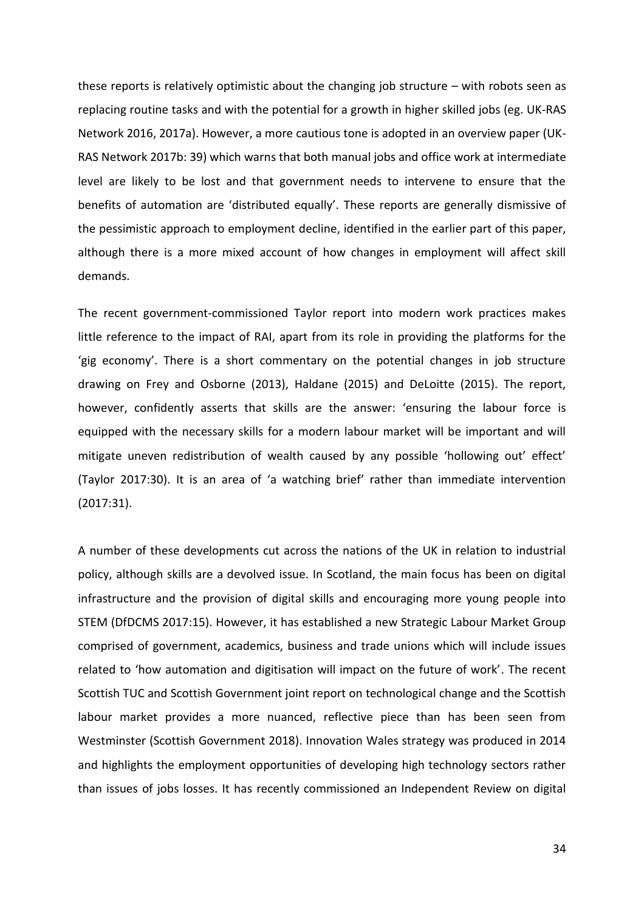these reports is relatively optimistic about the changing job structure – with robots seen as replacing routine tasks and with the potential for a growth in higher skilled jobs (eg. UK-RAS Network 2016, 2017a). However, a more cautious tone is adopted in an overview paper (UK-RAS Network 2017b: 39) which warns that both manual jobs and office work at intermediate level are likely to be lost and that government needs to intervene to ensure that the benefits of automation are 'distributed equally'. These reports are generally dismissive of the pessimistic approach to employment decline, identified in the earlier part of this paper, although there is a more mixed account of how changes in employment will affect skill demands.

The recent government-commissioned Taylor report into modern work practices makes little reference to the impact of RAI, apart from its role in providing the platforms for the 'gig economy'. There is a short commentary on the potential changes in job structure drawing on Frey and Osborne (2013), Haldane (2015) and DeLoitte (2015). The report, however, confidently asserts that skills are the answer: 'ensuring the labour force is equipped with the necessary skills for a modern labour market will be important and will mitigate uneven redistribution of wealth caused by any possible 'hollowing out' effect' (Taylor 2017:30). It is an area of 'a watching brief' rather than immediate intervention (2017:31).

A number of these developments cut across the nations of the UK in relation to industrial policy, although skills are a devolved issue. In Scotland, the main focus has been on digital infrastructure and the provision of digital skills and encouraging more young people into STEM (DfDCMS 2017:15). However, it has established a new Strategic Labour Market Group comprised of government, academics, business and trade unions which will include issues related to 'how automation and digitisation will impact on the future of work'. The recent Scottish TUC and Scottish Government joint report on technological change and the Scottish labour market provides a more nuanced, reflective piece than has been seen from Westminster (Scottish Government 2018). Innovation Wales strategy was produced in 2014 and highlights the employment opportunities of developing high technology sectors rather than issues of jobs losses. It has recently commissioned an Independent Review on digital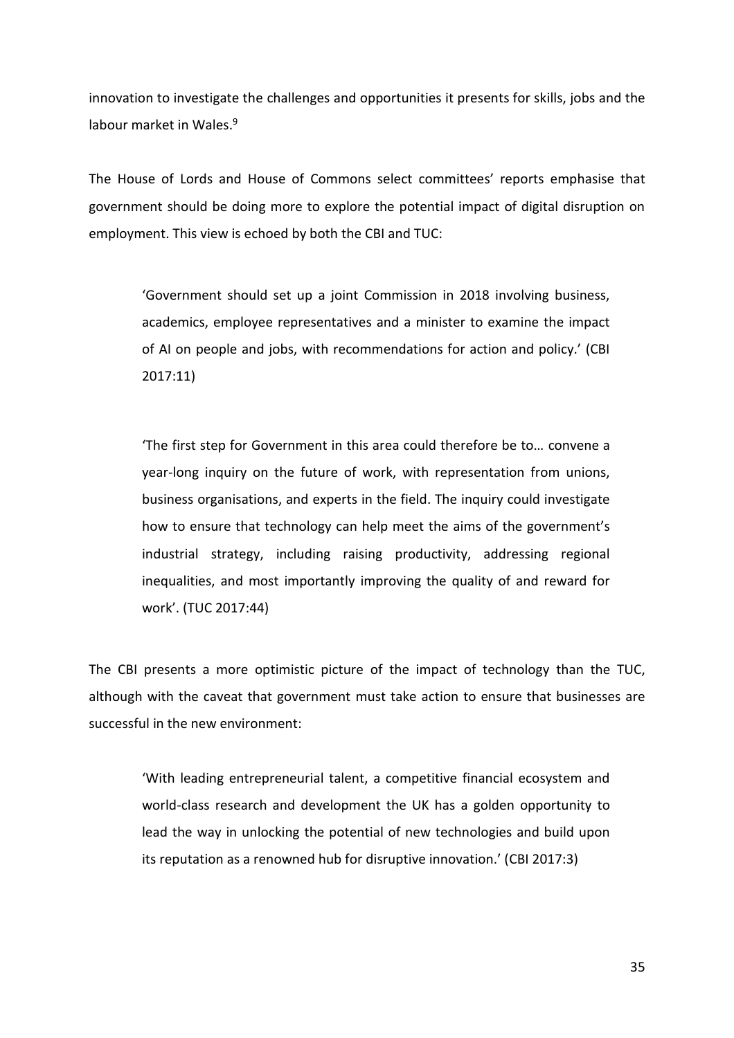innovation to investigate the challenges and opportunities it presents for skills, jobs and the labour market in Wales.[9]

The House of Lords and House of Commons select committees' reports emphasise that government should be doing more to explore the potential impact of digital disruption on employment. This view is echoed by both the CBI and TUC:

> 'Government should set up a joint Commission in 2018 involving business, academics, employee representatives and a minister to examine the impact of AI on people and jobs, with recommendations for action and policy.' (CBI 2017:11)

> 'The first step for Government in this area could therefore be to… convene a year-long inquiry on the future of work, with representation from unions, business organisations, and experts in the field. The inquiry could investigate how to ensure that technology can help meet the aims of the government's industrial strategy, including raising productivity, addressing regional inequalities, and most importantly improving the quality of and reward for work'. (TUC 2017:44)

The CBI presents a more optimistic picture of the impact of technology than the TUC, although with the caveat that government must take action to ensure that businesses are successful in the new environment:

> 'With leading entrepreneurial talent, a competitive financial ecosystem and world-class research and development the UK has a golden opportunity to lead the way in unlocking the potential of new technologies and build upon its reputation as a renowned hub for disruptive innovation.' (CBI 2017:3)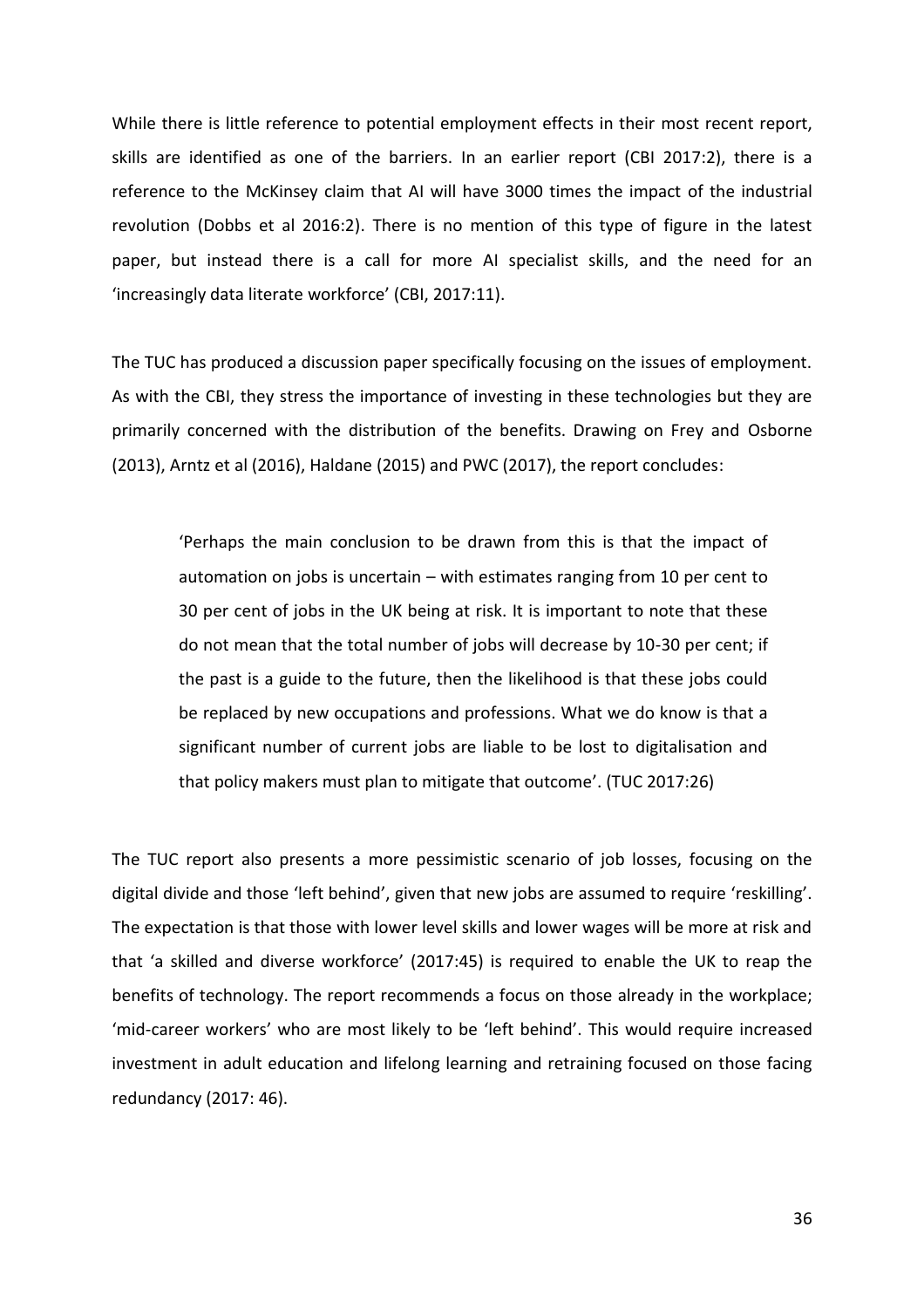While there is little reference to potential employment effects in their most recent report, skills are identified as one of the barriers. In an earlier report (CBI 2017:2), there is a reference to the McKinsey claim that AI will have 3000 times the impact of the industrial revolution (Dobbs et al 2016:2). There is no mention of this type of figure in the latest paper, but instead there is a call for more AI specialist skills, and the need for an 'increasingly data literate workforce' (CBI, 2017:11).

The TUC has produced a discussion paper specifically focusing on the issues of employment. As with the CBI, they stress the importance of investing in these technologies but they are primarily concerned with the distribution of the benefits. Drawing on Frey and Osborne (2013), Arntz et al (2016), Haldane (2015) and PWC (2017), the report concludes:

> 'Perhaps the main conclusion to be drawn from this is that the impact of automation on jobs is uncertain – with estimates ranging from 10 per cent to 30 per cent of jobs in the UK being at risk. It is important to note that these do not mean that the total number of jobs will decrease by 10-30 per cent; if the past is a guide to the future, then the likelihood is that these jobs could be replaced by new occupations and professions. What we do know is that a significant number of current jobs are liable to be lost to digitalisation and that policy makers must plan to mitigate that outcome'. (TUC 2017:26)

The TUC report also presents a more pessimistic scenario of job losses, focusing on the digital divide and those 'left behind', given that new jobs are assumed to require 'reskilling'. The expectation is that those with lower level skills and lower wages will be more at risk and that 'a skilled and diverse workforce' (2017:45) is required to enable the UK to reap the benefits of technology. The report recommends a focus on those already in the workplace; 'mid-career workers' who are most likely to be 'left behind'. This would require increased investment in adult education and lifelong learning and retraining focused on those facing redundancy (2017: 46).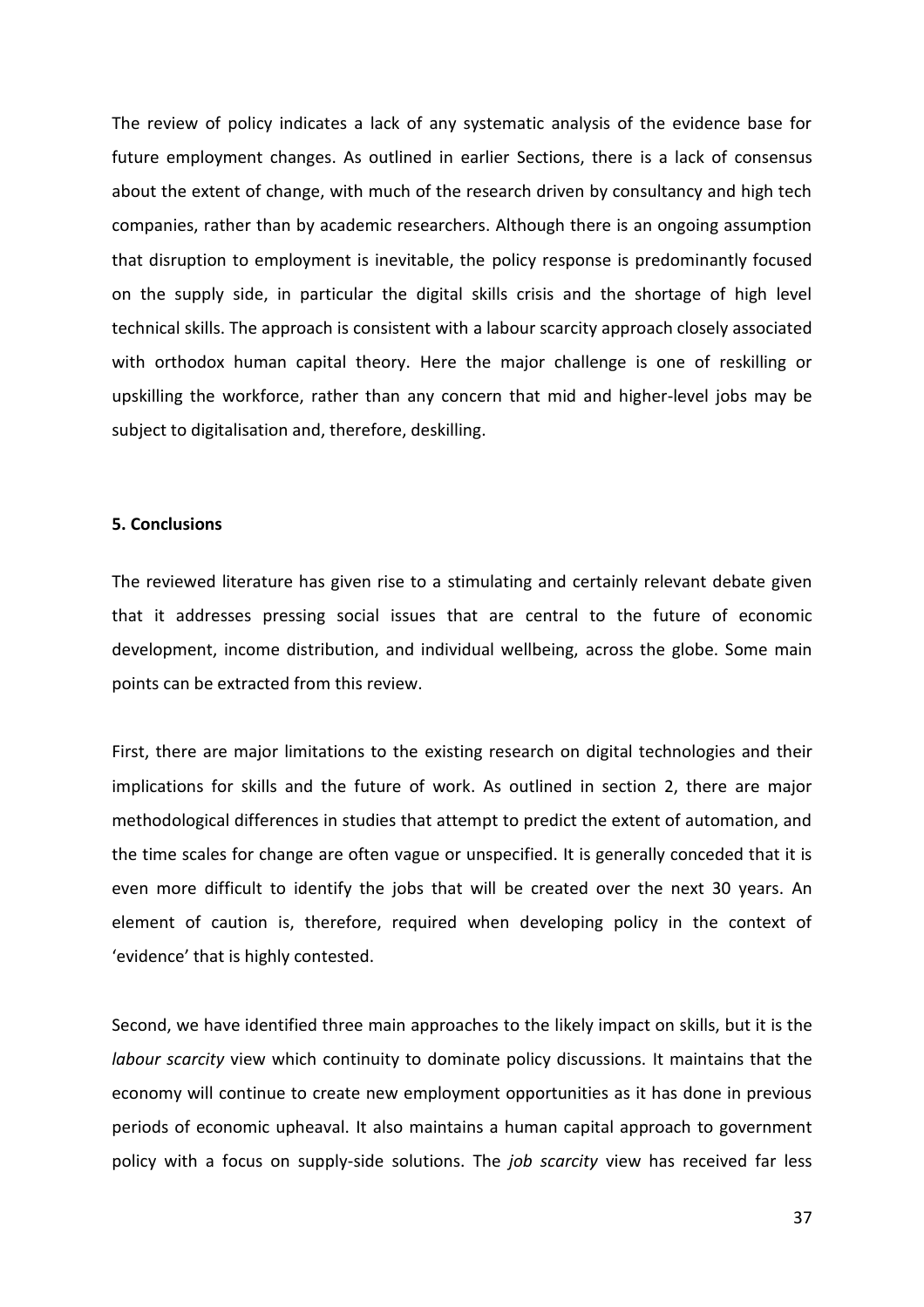The review of policy indicates a lack of any systematic analysis of the evidence base for future employment changes. As outlined in earlier Sections, there is a lack of consensus about the extent of change, with much of the research driven by consultancy and high tech companies, rather than by academic researchers. Although there is an ongoing assumption that disruption to employment is inevitable, the policy response is predominantly focused on the supply side, in particular the digital skills crisis and the shortage of high level technical skills. The approach is consistent with a labour scarcity approach closely associated with orthodox human capital theory. Here the major challenge is one of reskilling or upskilling the workforce, rather than any concern that mid and higher-level jobs may be subject to digitalisation and, therefore, deskilling.

## 5. Conclusions

The reviewed literature has given rise to a stimulating and certainly relevant debate given that it addresses pressing social issues that are central to the future of economic development, income distribution, and individual wellbeing, across the globe. Some main points can be extracted from this review.

First, there are major limitations to the existing research on digital technologies and their implications for skills and the future of work. As outlined in section 2, there are major methodological differences in studies that attempt to predict the extent of automation, and the time scales for change are often vague or unspecified. It is generally conceded that it is even more difficult to identify the jobs that will be created over the next 30 years. An element of caution is, therefore, required when developing policy in the context of 'evidence' that is highly contested.

Second, we have identified three main approaches to the likely impact on skills, but it is the *labour scarcity* view which continuity to dominate policy discussions. It maintains that the economy will continue to create new employment opportunities as it has done in previous periods of economic upheaval. It also maintains a human capital approach to government policy with a focus on supply-side solutions. The *job scarcity* view has received far less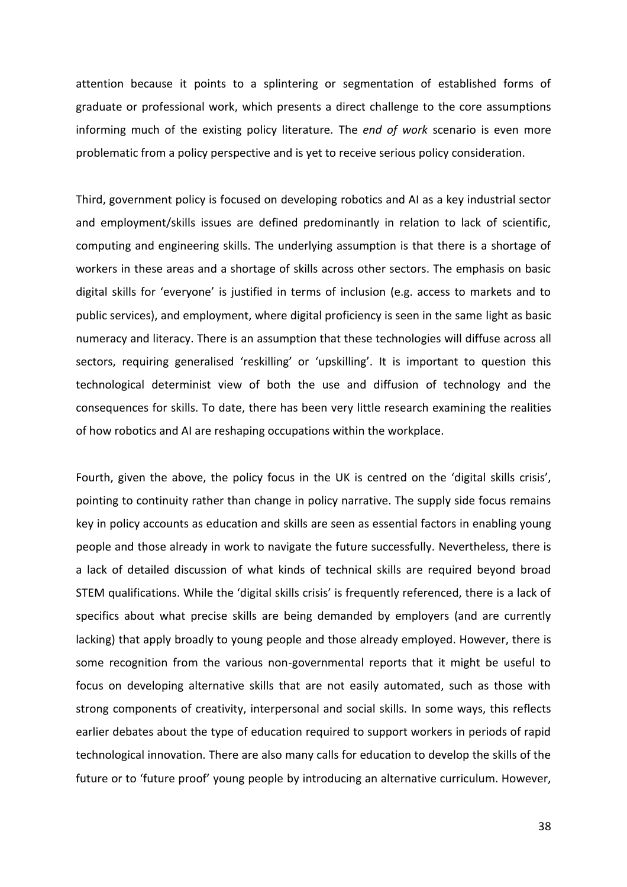attention because it points to a splintering or segmentation of established forms of graduate or professional work, which presents a direct challenge to the core assumptions informing much of the existing policy literature. The *end of work* scenario is even more problematic from a policy perspective and is yet to receive serious policy consideration.

Third, government policy is focused on developing robotics and AI as a key industrial sector and employment/skills issues are defined predominantly in relation to lack of scientific, computing and engineering skills. The underlying assumption is that there is a shortage of workers in these areas and a shortage of skills across other sectors. The emphasis on basic digital skills for 'everyone' is justified in terms of inclusion (e.g. access to markets and to public services), and employment, where digital proficiency is seen in the same light as basic numeracy and literacy. There is an assumption that these technologies will diffuse across all sectors, requiring generalised 'reskilling' or 'upskilling'. It is important to question this technological determinist view of both the use and diffusion of technology and the consequences for skills. To date, there has been very little research examining the realities of how robotics and AI are reshaping occupations within the workplace.

Fourth, given the above, the policy focus in the UK is centred on the 'digital skills crisis', pointing to continuity rather than change in policy narrative. The supply side focus remains key in policy accounts as education and skills are seen as essential factors in enabling young people and those already in work to navigate the future successfully. Nevertheless, there is a lack of detailed discussion of what kinds of technical skills are required beyond broad STEM qualifications. While the 'digital skills crisis' is frequently referenced, there is a lack of specifics about what precise skills are being demanded by employers (and are currently lacking) that apply broadly to young people and those already employed. However, there is some recognition from the various non-governmental reports that it might be useful to focus on developing alternative skills that are not easily automated, such as those with strong components of creativity, interpersonal and social skills. In some ways, this reflects earlier debates about the type of education required to support workers in periods of rapid technological innovation. There are also many calls for education to develop the skills of the future or to 'future proof' young people by introducing an alternative curriculum. However,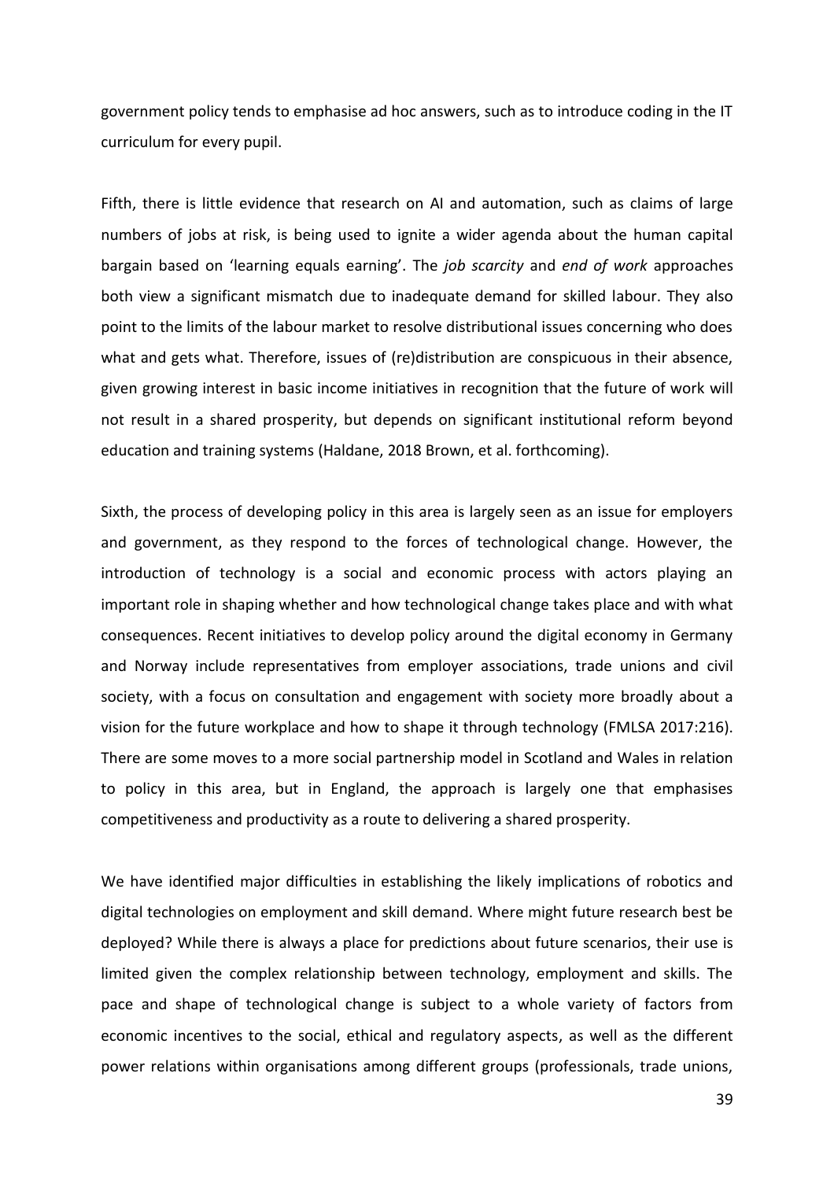government policy tends to emphasise ad hoc answers, such as to introduce coding in the IT curriculum for every pupil.

Fifth, there is little evidence that research on AI and automation, such as claims of large numbers of jobs at risk, is being used to ignite a wider agenda about the human capital bargain based on 'learning equals earning'. The *job scarcity* and *end of work* approaches both view a significant mismatch due to inadequate demand for skilled labour. They also point to the limits of the labour market to resolve distributional issues concerning who does what and gets what. Therefore, issues of (re)distribution are conspicuous in their absence, given growing interest in basic income initiatives in recognition that the future of work will not result in a shared prosperity, but depends on significant institutional reform beyond education and training systems (Haldane, 2018 Brown, et al. forthcoming).

Sixth, the process of developing policy in this area is largely seen as an issue for employers and government, as they respond to the forces of technological change. However, the introduction of technology is a social and economic process with actors playing an important role in shaping whether and how technological change takes place and with what consequences. Recent initiatives to develop policy around the digital economy in Germany and Norway include representatives from employer associations, trade unions and civil society, with a focus on consultation and engagement with society more broadly about a vision for the future workplace and how to shape it through technology (FMLSA 2017:216). There are some moves to a more social partnership model in Scotland and Wales in relation to policy in this area, but in England, the approach is largely one that emphasises competitiveness and productivity as a route to delivering a shared prosperity.

We have identified major difficulties in establishing the likely implications of robotics and digital technologies on employment and skill demand. Where might future research best be deployed? While there is always a place for predictions about future scenarios, their use is limited given the complex relationship between technology, employment and skills. The pace and shape of technological change is subject to a whole variety of factors from economic incentives to the social, ethical and regulatory aspects, as well as the different power relations within organisations among different groups (professionals, trade unions,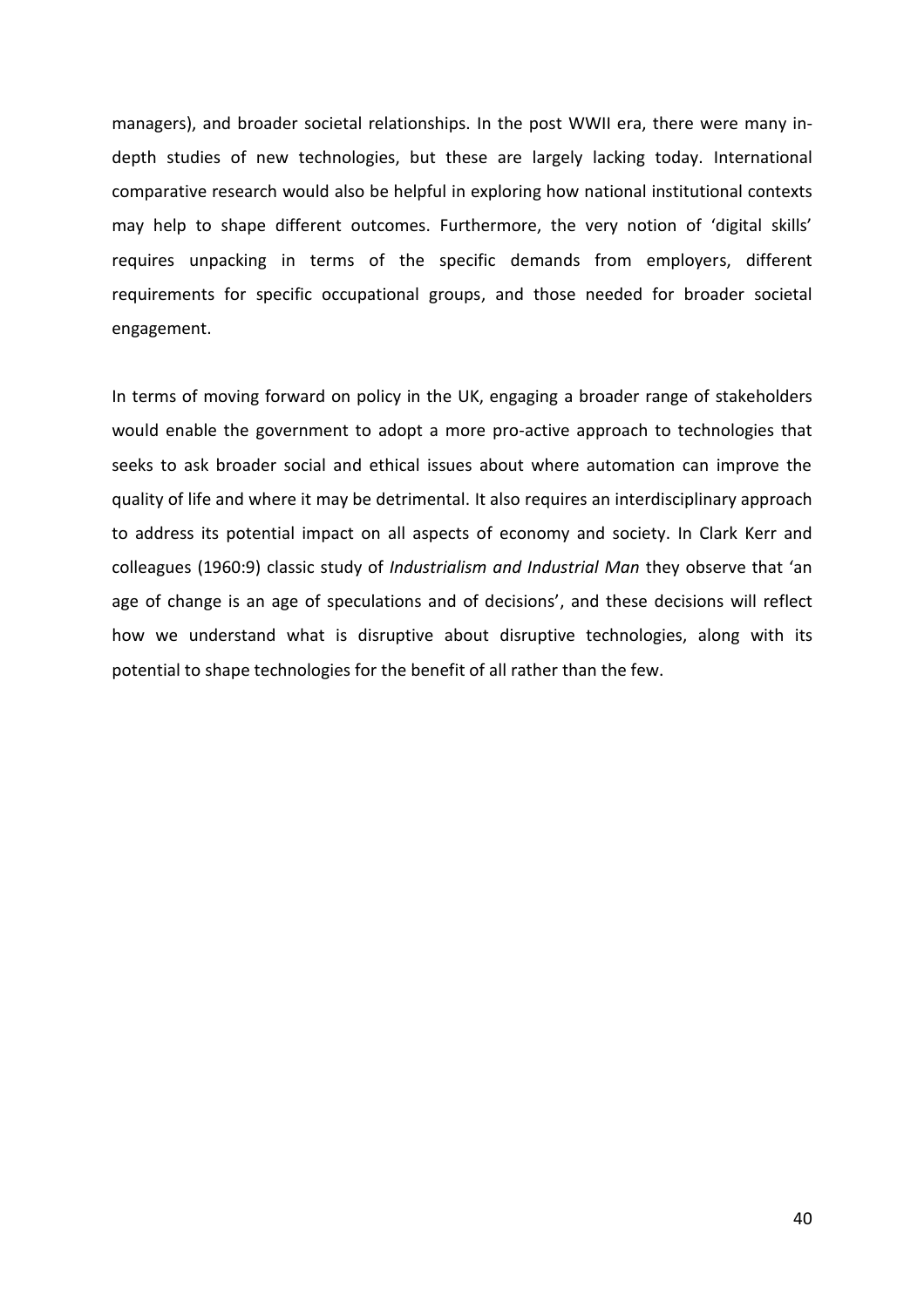managers), and broader societal relationships. In the post WWII era, there were many in-depth studies of new technologies, but these are largely lacking today. International comparative research would also be helpful in exploring how national institutional contexts may help to shape different outcomes. Furthermore, the very notion of 'digital skills' requires unpacking in terms of the specific demands from employers, different requirements for specific occupational groups, and those needed for broader societal engagement.

In terms of moving forward on policy in the UK, engaging a broader range of stakeholders would enable the government to adopt a more pro-active approach to technologies that seeks to ask broader social and ethical issues about where automation can improve the quality of life and where it may be detrimental. It also requires an interdisciplinary approach to address its potential impact on all aspects of economy and society. In Clark Kerr and colleagues (1960:9) classic study of *Industrialism and Industrial Man* they observe that 'an age of change is an age of speculations and of decisions', and these decisions will reflect how we understand what is disruptive about disruptive technologies, along with its potential to shape technologies for the benefit of all rather than the few.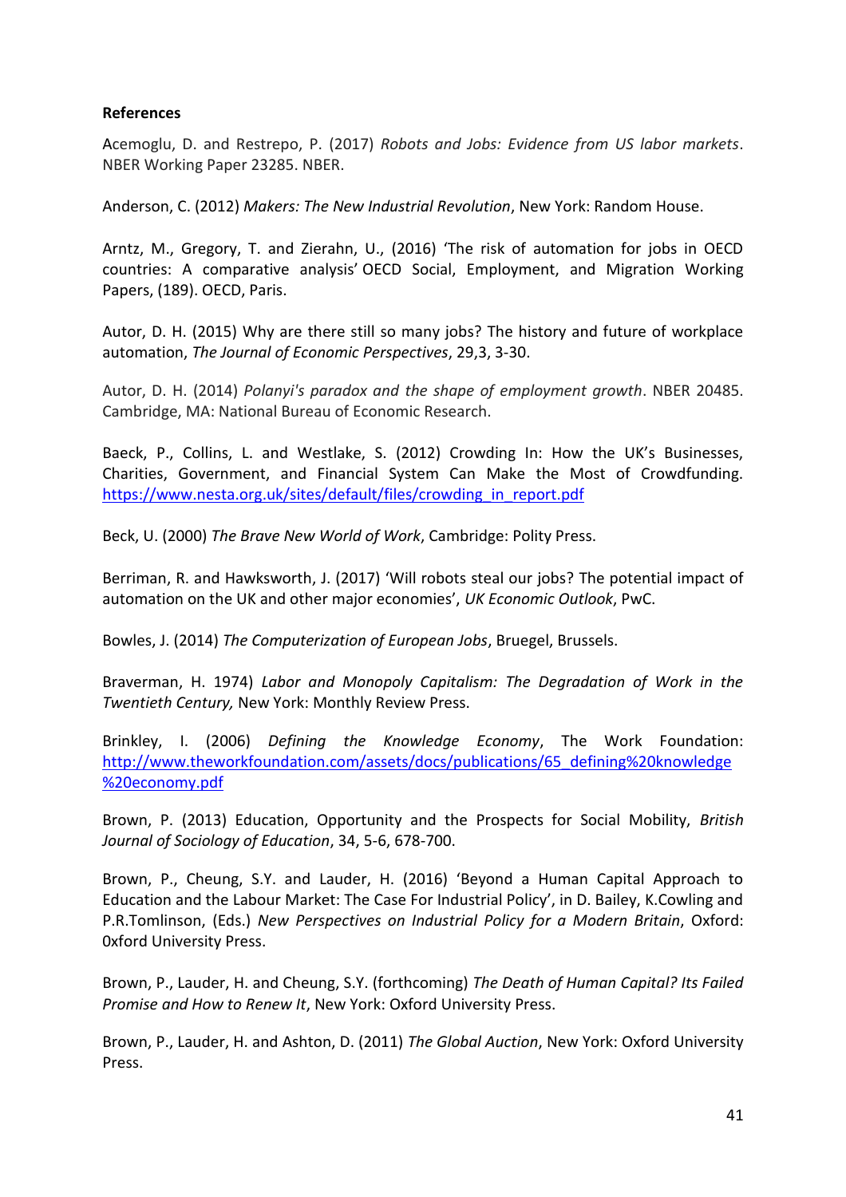**References**

Acemoglu, D. and Restrepo, P. (2017) *Robots and Jobs: Evidence from US labor markets*. NBER Working Paper 23285. NBER.

Anderson, C. (2012) *Makers: The New Industrial Revolution*, New York: Random House.

Arntz, M., Gregory, T. and Zierahn, U., (2016) 'The risk of automation for jobs in OECD countries: A comparative analysis' OECD Social, Employment, and Migration Working Papers, (189). OECD, Paris.

Autor, D. H. (2015) Why are there still so many jobs? The history and future of workplace automation, *The Journal of Economic Perspectives*, 29,3, 3-30.

Autor, D. H. (2014) *Polanyi's paradox and the shape of employment growth*. NBER 20485. Cambridge, MA: National Bureau of Economic Research.

Baeck, P., Collins, L. and Westlake, S. (2012) Crowding In: How the UK's Businesses, Charities, Government, and Financial System Can Make the Most of Crowdfunding. https://www.nesta.org.uk/sites/default/files/crowding_in_report.pdf

Beck, U. (2000) *The Brave New World of Work*, Cambridge: Polity Press.

Berriman, R. and Hawksworth, J. (2017) 'Will robots steal our jobs? The potential impact of automation on the UK and other major economies', *UK Economic Outlook*, PwC.

Bowles, J. (2014) *The Computerization of European Jobs*, Bruegel, Brussels.

Braverman, H. 1974) *Labor and Monopoly Capitalism: The Degradation of Work in the Twentieth Century,* New York: Monthly Review Press.

Brinkley, I. (2006) *Defining the Knowledge Economy*, The Work Foundation: http://www.theworkfoundation.com/assets/docs/publications/65_defining%20knowledge%20economy.pdf

Brown, P. (2013) Education, Opportunity and the Prospects for Social Mobility, *British Journal of Sociology of Education*, 34, 5-6, 678-700.

Brown, P., Cheung, S.Y. and Lauder, H. (2016) 'Beyond a Human Capital Approach to Education and the Labour Market: The Case For Industrial Policy', in D. Bailey, K.Cowling and P.R.Tomlinson, (Eds.) *New Perspectives on Industrial Policy for a Modern Britain*, Oxford: 0xford University Press.

Brown, P., Lauder, H. and Cheung, S.Y. (forthcoming) *The Death of Human Capital? Its Failed Promise and How to Renew It*, New York: Oxford University Press.

Brown, P., Lauder, H. and Ashton, D. (2011) *The Global Auction*, New York: Oxford University Press.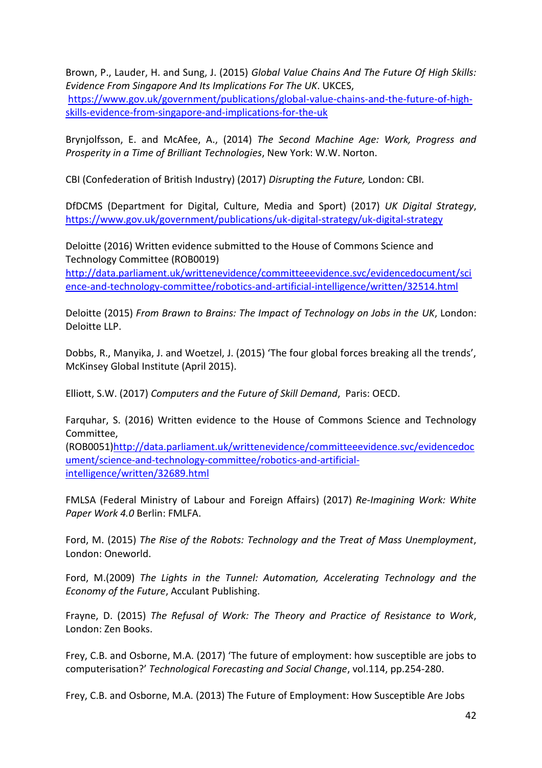Brown, P., Lauder, H. and Sung, J. (2015) *Global Value Chains And The Future Of High Skills: Evidence From Singapore And Its Implications For The UK*. UKCES, https://www.gov.uk/government/publications/global-value-chains-and-the-future-of-high-skills-evidence-from-singapore-and-implications-for-the-uk

Brynjolfsson, E. and McAfee, A., (2014) *The Second Machine Age: Work, Progress and Prosperity in a Time of Brilliant Technologies*, New York: W.W. Norton.

CBI (Confederation of British Industry) (2017) *Disrupting the Future,* London: CBI.

DfDCMS (Department for Digital, Culture, Media and Sport) (2017) *UK Digital Strategy*, https://www.gov.uk/government/publications/uk-digital-strategy/uk-digital-strategy

Deloitte (2016) Written evidence submitted to the House of Commons Science and Technology Committee (ROB0019) http://data.parliament.uk/writtenevidence/committeeevidence.svc/evidencedocument/science-and-technology-committee/robotics-and-artificial-intelligence/written/32514.html

Deloitte (2015) *From Brawn to Brains: The Impact of Technology on Jobs in the UK*, London: Deloitte LLP.

Dobbs, R., Manyika, J. and Woetzel, J. (2015) 'The four global forces breaking all the trends', McKinsey Global Institute (April 2015).

Elliott, S.W. (2017) *Computers and the Future of Skill Demand*, Paris: OECD.

Farquhar, S. (2016) Written evidence to the House of Commons Science and Technology Committee, (ROB0051)http://data.parliament.uk/writtenevidence/committeeevidence.svc/evidencedocument/science-and-technology-committee/robotics-and-artificial-intelligence/written/32689.html

FMLSA (Federal Ministry of Labour and Foreign Affairs) (2017) *Re-Imagining Work: White Paper Work 4.0* Berlin: FMLFA.

Ford, M. (2015) *The Rise of the Robots: Technology and the Treat of Mass Unemployment*, London: Oneworld.

Ford, M.(2009) *The Lights in the Tunnel: Automation, Accelerating Technology and the Economy of the Future*, Acculant Publishing.

Frayne, D. (2015) *The Refusal of Work: The Theory and Practice of Resistance to Work*, London: Zen Books.

Frey, C.B. and Osborne, M.A. (2017) 'The future of employment: how susceptible are jobs to computerisation?' *Technological Forecasting and Social Change*, vol.114, pp.254-280.

Frey, C.B. and Osborne, M.A. (2013) The Future of Employment: How Susceptible Are Jobs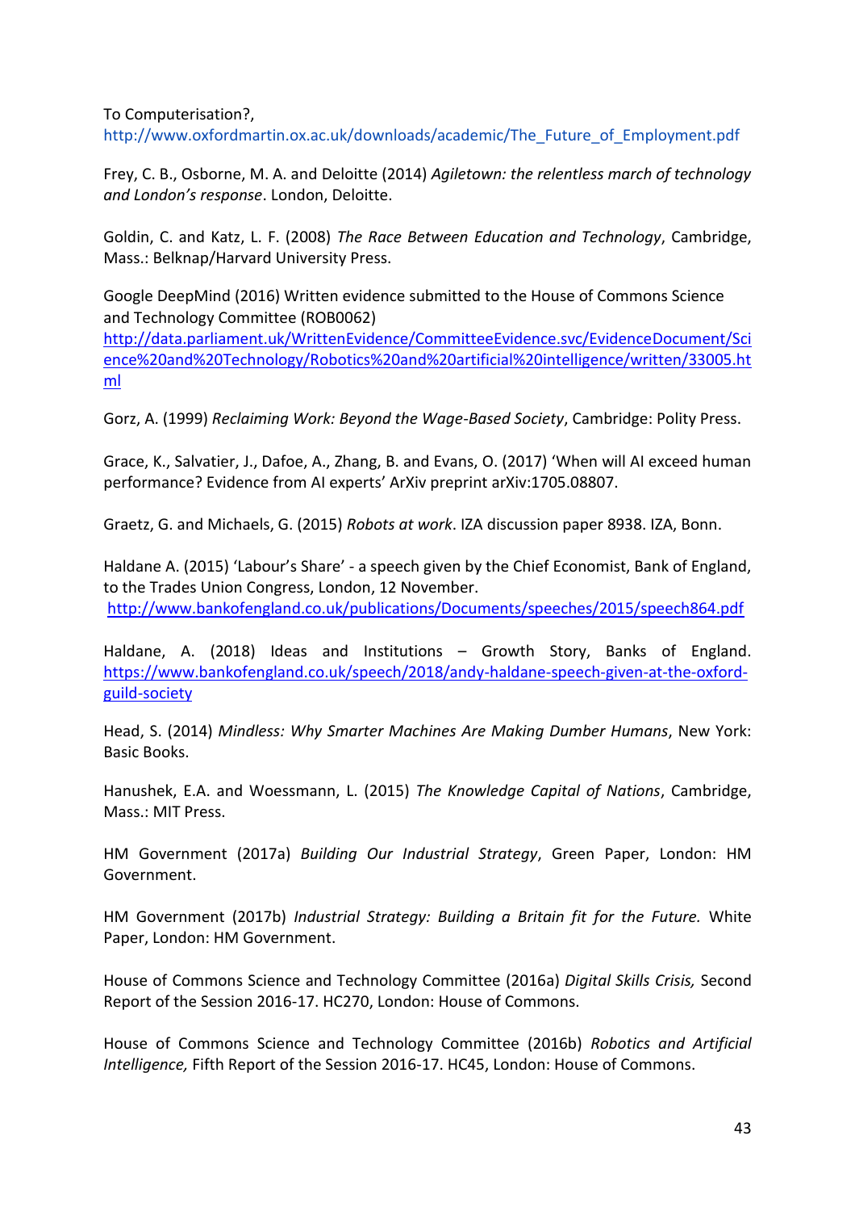To Computerisation?,
http://www.oxfordmartin.ox.ac.uk/downloads/academic/The_Future_of_Employment.pdf

Frey, C. B., Osborne, M. A. and Deloitte (2014) *Agiletown: the relentless march of technology and London's response*. London, Deloitte.

Goldin, C. and Katz, L. F. (2008) *The Race Between Education and Technology*, Cambridge, Mass.: Belknap/Harvard University Press.

Google DeepMind (2016) Written evidence submitted to the House of Commons Science and Technology Committee (ROB0062)
http://data.parliament.uk/WrittenEvidence/CommitteeEvidence.svc/EvidenceDocument/Science%20and%20Technology/Robotics%20and%20artificial%20intelligence/written/33005.html

Gorz, A. (1999) *Reclaiming Work: Beyond the Wage-Based Society*, Cambridge: Polity Press.

Grace, K., Salvatier, J., Dafoe, A., Zhang, B. and Evans, O. (2017) 'When will AI exceed human performance? Evidence from AI experts' ArXiv preprint arXiv:1705.08807.

Graetz, G. and Michaels, G. (2015) *Robots at work*. IZA discussion paper 8938. IZA, Bonn.

Haldane A. (2015) 'Labour's Share' - a speech given by the Chief Economist, Bank of England, to the Trades Union Congress, London, 12 November.
http://www.bankofengland.co.uk/publications/Documents/speeches/2015/speech864.pdf

Haldane, A. (2018) Ideas and Institutions – Growth Story, Banks of England. https://www.bankofengland.co.uk/speech/2018/andy-haldane-speech-given-at-the-oxford-guild-society

Head, S. (2014) *Mindless: Why Smarter Machines Are Making Dumber Humans*, New York: Basic Books.

Hanushek, E.A. and Woessmann, L. (2015) *The Knowledge Capital of Nations*, Cambridge, Mass.: MIT Press.

HM Government (2017a) *Building Our Industrial Strategy*, Green Paper, London: HM Government.

HM Government (2017b) *Industrial Strategy: Building a Britain fit for the Future.* White Paper, London: HM Government.

House of Commons Science and Technology Committee (2016a) *Digital Skills Crisis,* Second Report of the Session 2016-17. HC270, London: House of Commons.

House of Commons Science and Technology Committee (2016b) *Robotics and Artificial Intelligence,* Fifth Report of the Session 2016-17. HC45, London: House of Commons.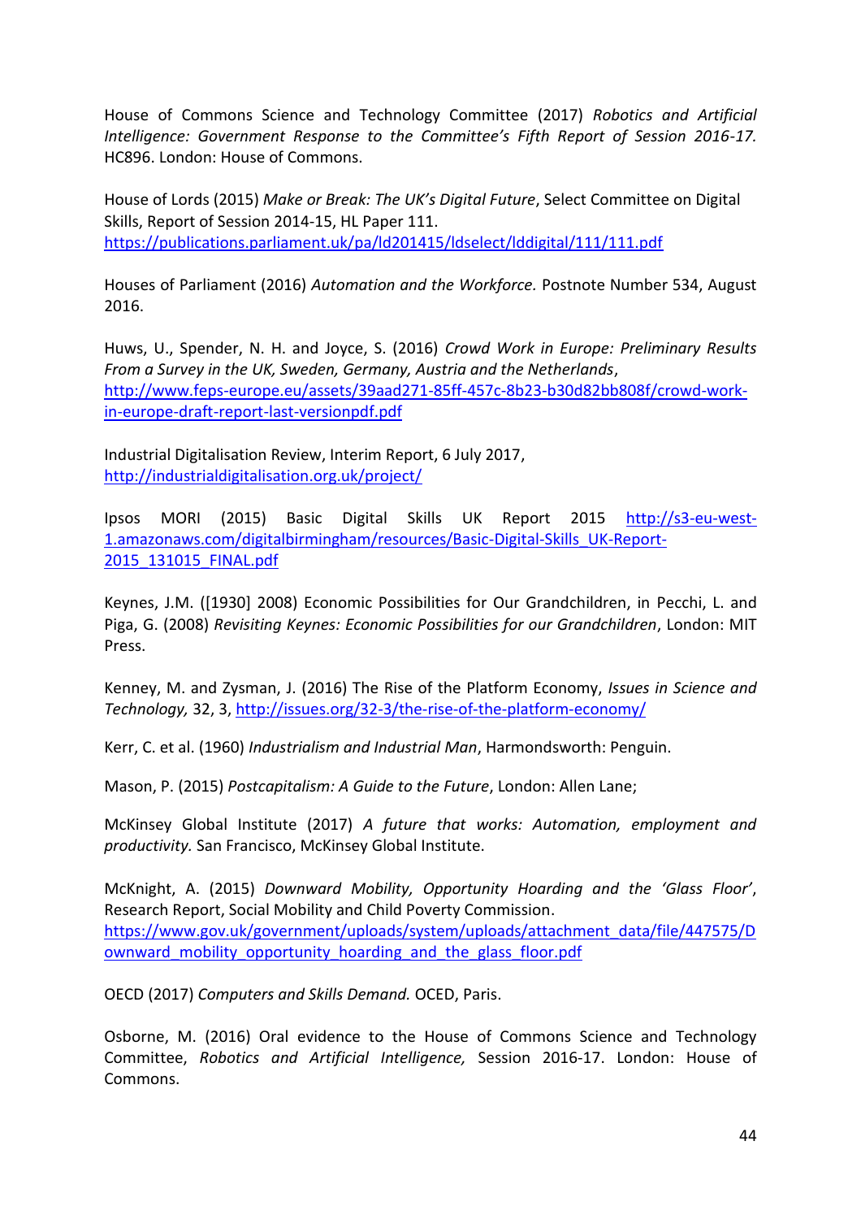House of Commons Science and Technology Committee (2017) *Robotics and Artificial Intelligence: Government Response to the Committee's Fifth Report of Session 2016-17.* HC896. London: House of Commons.

House of Lords (2015) *Make or Break: The UK's Digital Future*, Select Committee on Digital Skills, Report of Session 2014-15, HL Paper 111. https://publications.parliament.uk/pa/ld201415/ldselect/lddigital/111/111.pdf

Houses of Parliament (2016) *Automation and the Workforce.* Postnote Number 534, August 2016.

Huws, U., Spender, N. H. and Joyce, S. (2016) *Crowd Work in Europe: Preliminary Results From a Survey in the UK, Sweden, Germany, Austria and the Netherlands*, http://www.feps-europe.eu/assets/39aad271-85ff-457c-8b23-b30d82bb808f/crowd-work-in-europe-draft-report-last-versionpdf.pdf

Industrial Digitalisation Review, Interim Report, 6 July 2017, http://industrialdigitalisation.org.uk/project/

Ipsos MORI (2015) Basic Digital Skills UK Report 2015 http://s3-eu-west-1.amazonaws.com/digitalbirmingham/resources/Basic-Digital-Skills_UK-Report-2015_131015_FINAL.pdf

Keynes, J.M. ([1930] 2008) Economic Possibilities for Our Grandchildren, in Pecchi, L. and Piga, G. (2008) *Revisiting Keynes: Economic Possibilities for our Grandchildren*, London: MIT Press.

Kenney, M. and Zysman, J. (2016) The Rise of the Platform Economy, *Issues in Science and Technology,* 32, 3, http://issues.org/32-3/the-rise-of-the-platform-economy/

Kerr, C. et al. (1960) *Industrialism and Industrial Man*, Harmondsworth: Penguin.

Mason, P. (2015) *Postcapitalism: A Guide to the Future*, London: Allen Lane;

McKinsey Global Institute (2017) *A future that works: Automation, employment and productivity.* San Francisco, McKinsey Global Institute.

McKnight, A. (2015) *Downward Mobility, Opportunity Hoarding and the 'Glass Floor'*, Research Report, Social Mobility and Child Poverty Commission. https://www.gov.uk/government/uploads/system/uploads/attachment_data/file/447575/Downward_mobility_opportunity_hoarding_and_the_glass_floor.pdf

OECD (2017) *Computers and Skills Demand.* OCED, Paris.

Osborne, M. (2016) Oral evidence to the House of Commons Science and Technology Committee, *Robotics and Artificial Intelligence,* Session 2016-17. London: House of Commons.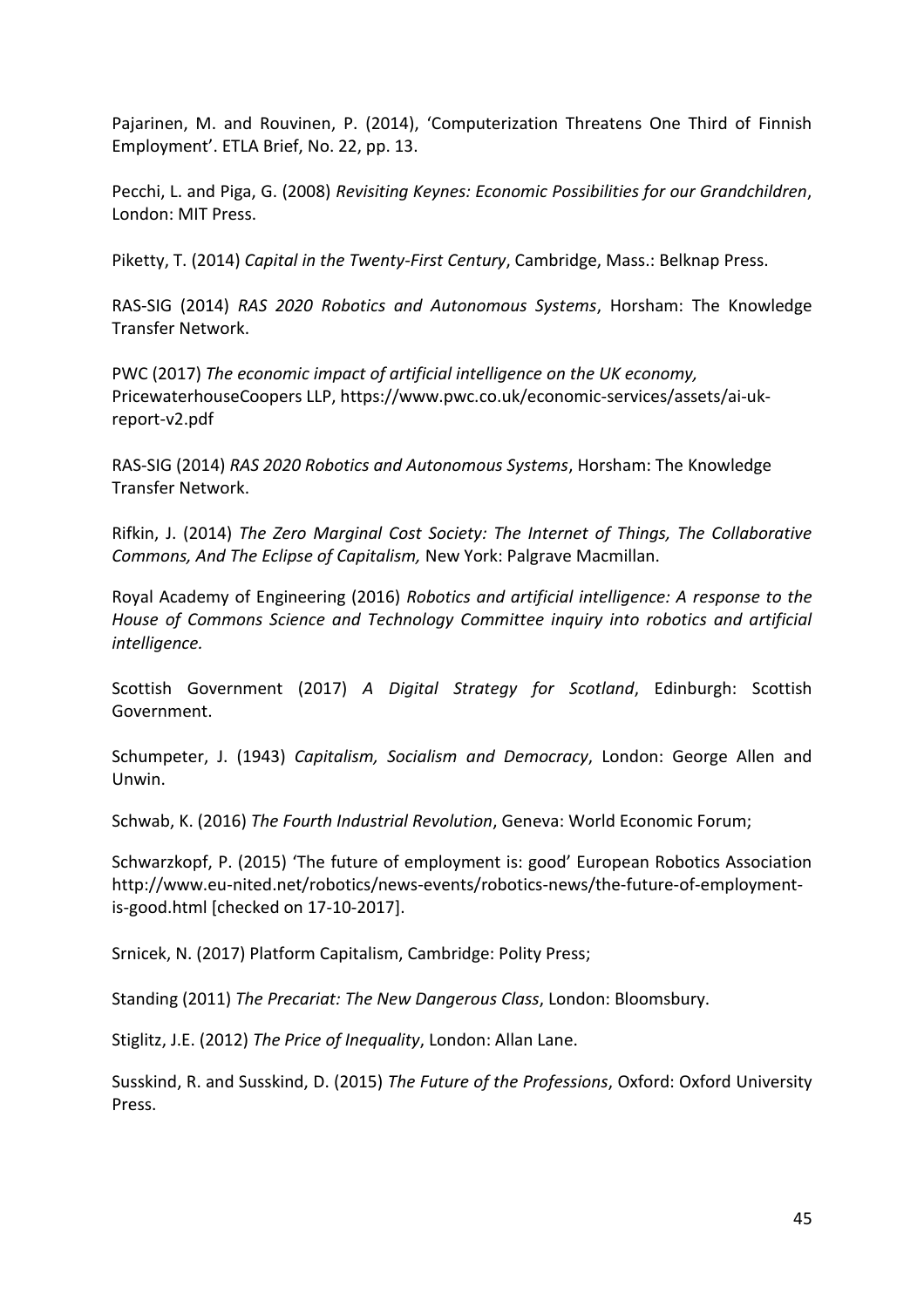Pajarinen, M. and Rouvinen, P. (2014), 'Computerization Threatens One Third of Finnish Employment'. ETLA Brief, No. 22, pp. 13.

Pecchi, L. and Piga, G. (2008) *Revisiting Keynes: Economic Possibilities for our Grandchildren*, London: MIT Press.

Piketty, T. (2014) *Capital in the Twenty-First Century*, Cambridge, Mass.: Belknap Press.

RAS-SIG (2014) *RAS 2020 Robotics and Autonomous Systems*, Horsham: The Knowledge Transfer Network.

PWC (2017) *The economic impact of artificial intelligence on the UK economy,* PricewaterhouseCoopers LLP, https://www.pwc.co.uk/economic-services/assets/ai-uk-report-v2.pdf

RAS-SIG (2014) *RAS 2020 Robotics and Autonomous Systems*, Horsham: The Knowledge Transfer Network.

Rifkin, J. (2014) *The Zero Marginal Cost Society: The Internet of Things, The Collaborative Commons, And The Eclipse of Capitalism,* New York: Palgrave Macmillan.

Royal Academy of Engineering (2016) *Robotics and artificial intelligence: A response to the House of Commons Science and Technology Committee inquiry into robotics and artificial intelligence.*

Scottish Government (2017) *A Digital Strategy for Scotland*, Edinburgh: Scottish Government.

Schumpeter, J. (1943) *Capitalism, Socialism and Democracy*, London: George Allen and Unwin.

Schwab, K. (2016) *The Fourth Industrial Revolution*, Geneva: World Economic Forum;

Schwarzkopf, P. (2015) 'The future of employment is: good' European Robotics Association http://www.eu-nited.net/robotics/news-events/robotics-news/the-future-of-employment-is-good.html [checked on 17-10-2017].

Srnicek, N. (2017) Platform Capitalism, Cambridge: Polity Press;

Standing (2011) *The Precariat: The New Dangerous Class*, London: Bloomsbury.

Stiglitz, J.E. (2012) *The Price of Inequality*, London: Allan Lane.

Susskind, R. and Susskind, D. (2015) *The Future of the Professions*, Oxford: Oxford University Press.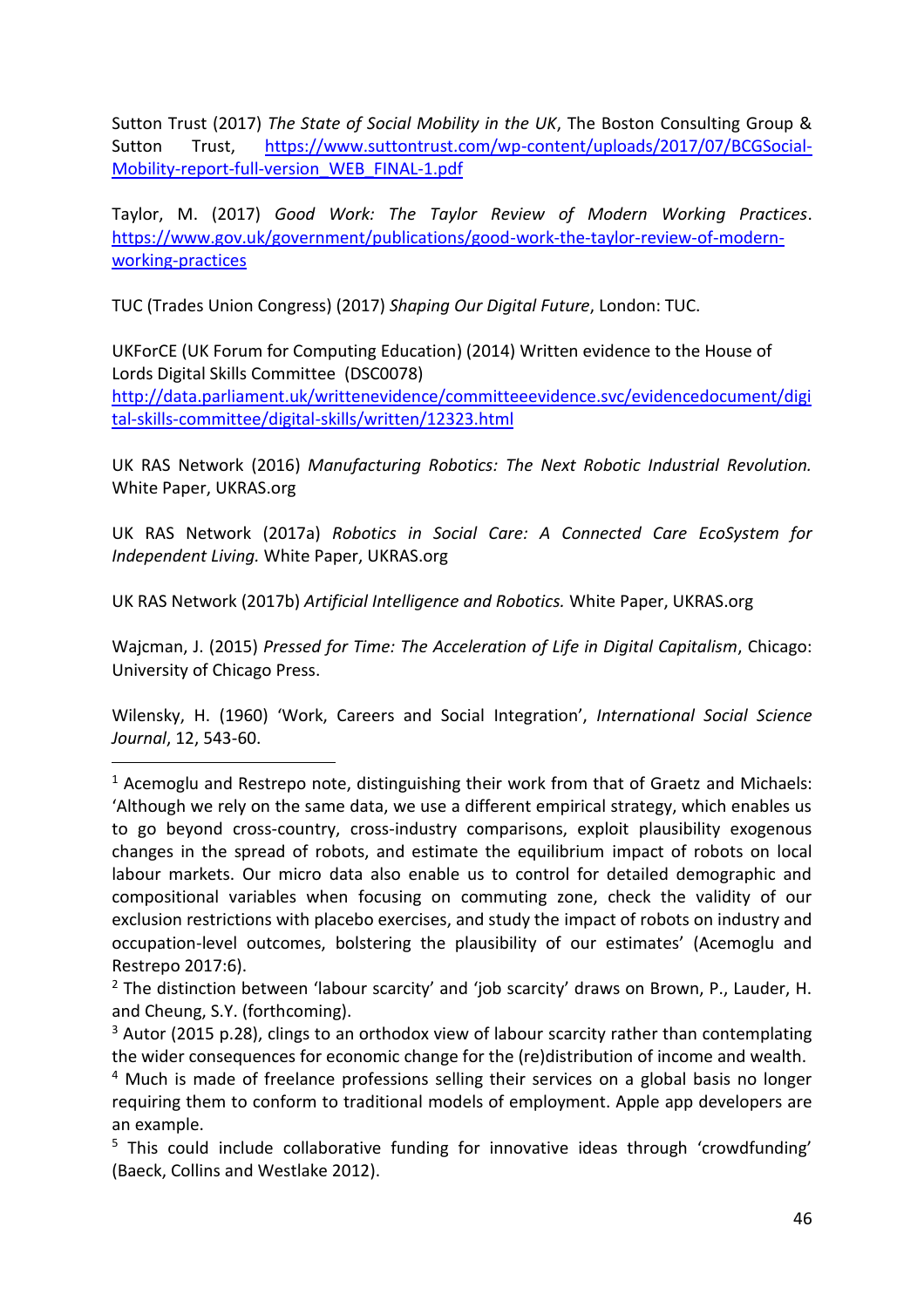Sutton Trust (2017) *The State of Social Mobility in the UK*, The Boston Consulting Group & Sutton Trust, https://www.suttontrust.com/wp-content/uploads/2017/07/BCGSocial-Mobility-report-full-version_WEB_FINAL-1.pdf

Taylor, M. (2017) *Good Work: The Taylor Review of Modern Working Practices*. https://www.gov.uk/government/publications/good-work-the-taylor-review-of-modern-working-practices

TUC (Trades Union Congress) (2017) *Shaping Our Digital Future*, London: TUC.

UKForCE (UK Forum for Computing Education) (2014) Written evidence to the House of Lords Digital Skills Committee (DSC0078) http://data.parliament.uk/writtenevidence/committeeevidence.svc/evidencedocument/digital-skills-committee/digital-skills/written/12323.html

UK RAS Network (2016) *Manufacturing Robotics: The Next Robotic Industrial Revolution.* White Paper, UKRAS.org

UK RAS Network (2017a) *Robotics in Social Care: A Connected Care EcoSystem for Independent Living.* White Paper, UKRAS.org

UK RAS Network (2017b) *Artificial Intelligence and Robotics.* White Paper, UKRAS.org

Wajcman, J. (2015) *Pressed for Time: The Acceleration of Life in Digital Capitalism*, Chicago: University of Chicago Press.

Wilensky, H. (1960) 'Work, Careers and Social Integration', *International Social Science Journal*, 12, 543-60.

---

[1] Acemoglu and Restrepo note, distinguishing their work from that of Graetz and Michaels: 'Although we rely on the same data, we use a different empirical strategy, which enables us to go beyond cross-country, cross-industry comparisons, exploit plausibility exogenous changes in the spread of robots, and estimate the equilibrium impact of robots on local labour markets. Our micro data also enable us to control for detailed demographic and compositional variables when focusing on commuting zone, check the validity of our exclusion restrictions with placebo exercises, and study the impact of robots on industry and occupation-level outcomes, bolstering the plausibility of our estimates' (Acemoglu and Restrepo 2017:6).

[2] The distinction between 'labour scarcity' and 'job scarcity' draws on Brown, P., Lauder, H. and Cheung, S.Y. (forthcoming).

[3] Autor (2015 p.28), clings to an orthodox view of labour scarcity rather than contemplating the wider consequences for economic change for the (re)distribution of income and wealth.

[4] Much is made of freelance professions selling their services on a global basis no longer requiring them to conform to traditional models of employment. Apple app developers are an example.

[5] This could include collaborative funding for innovative ideas through 'crowdfunding' (Baeck, Collins and Westlake 2012).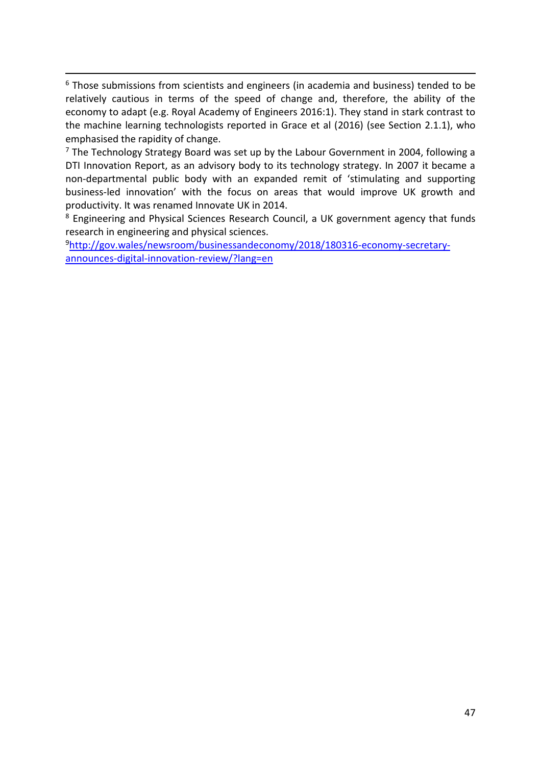[6] Those submissions from scientists and engineers (in academia and business) tended to be relatively cautious in terms of the speed of change and, therefore, the ability of the economy to adapt (e.g. Royal Academy of Engineers 2016:1). They stand in stark contrast to the machine learning technologists reported in Grace et al (2016) (see Section 2.1.1), who emphasised the rapidity of change.

[7] The Technology Strategy Board was set up by the Labour Government in 2004, following a DTI Innovation Report, as an advisory body to its technology strategy. In 2007 it became a non-departmental public body with an expanded remit of 'stimulating and supporting business-led innovation' with the focus on areas that would improve UK growth and productivity. It was renamed Innovate UK in 2014.

[8] Engineering and Physical Sciences Research Council, a UK government agency that funds research in engineering and physical sciences.

[9] http://gov.wales/newsroom/businessandeconomy/2018/180316-economy-secretary-announces-digital-innovation-review/?lang=en